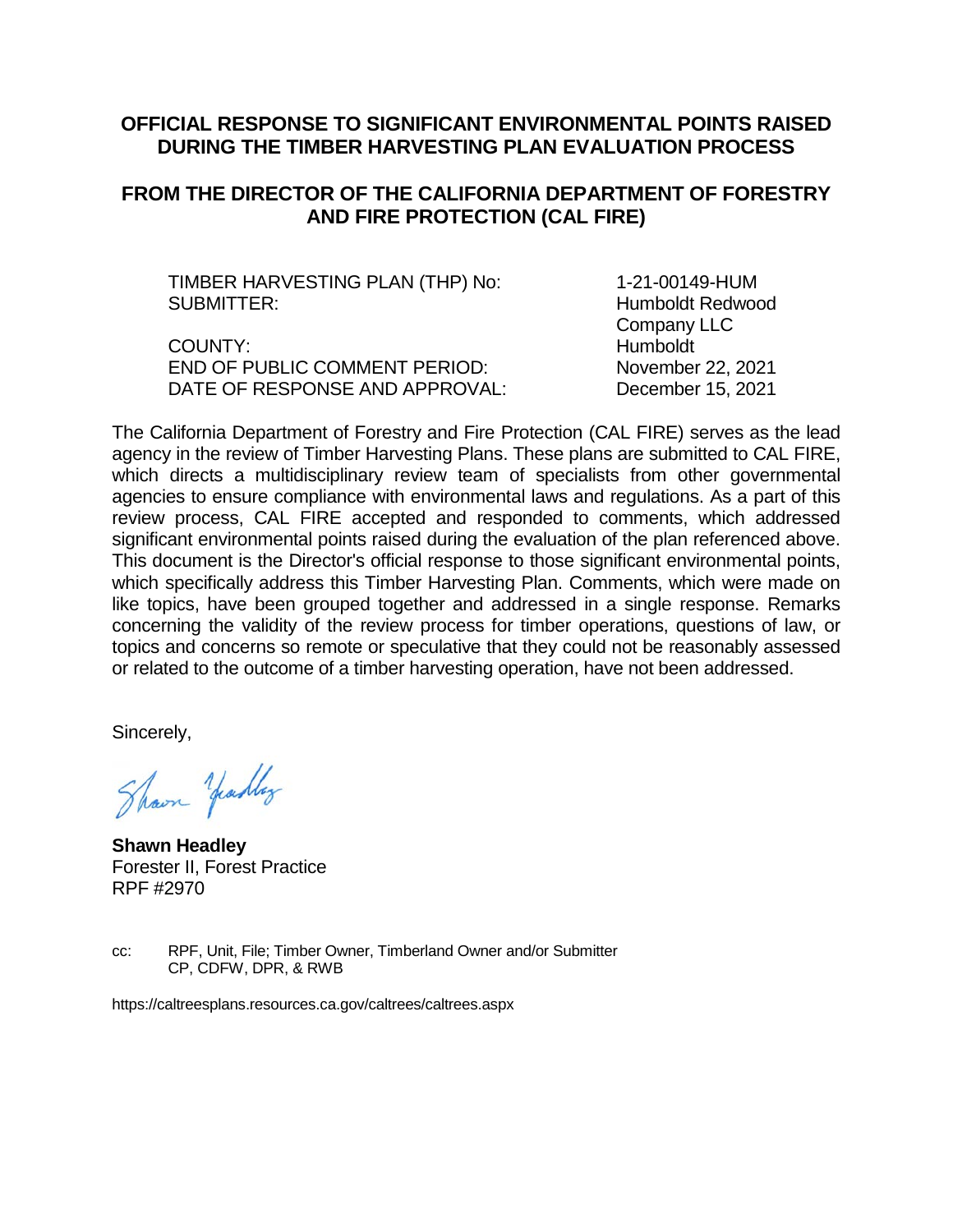# OFFICIAL RESPONSE TO SIGNIFICANT ENVIRONMENTAL POINTS RAISED DURING THE TIMBER HARVESTING PLAN EVALUATION PROCESS

# FROM THE DIRECTOR OF THE CALIFORNIA DEPARTMENT OF FORESTRY AND FIRE PROTECTION (CAL FIRE)

| | |
|---|---|
| TIMBER HARVESTING PLAN (THP) No: | 1-21-00149-HUM |
| SUBMITTER: | Humboldt Redwood Company LLC |
| COUNTY: | Humboldt |
| END OF PUBLIC COMMENT PERIOD: | November 22, 2021 |
| DATE OF RESPONSE AND APPROVAL: | December 15, 2021 |

The California Department of Forestry and Fire Protection (CAL FIRE) serves as the lead agency in the review of Timber Harvesting Plans. These plans are submitted to CAL FIRE, which directs a multidisciplinary review team of specialists from other governmental agencies to ensure compliance with environmental laws and regulations. As a part of this review process, CAL FIRE accepted and responded to comments, which addressed significant environmental points raised during the evaluation of the plan referenced above. This document is the Director's official response to those significant environmental points, which specifically address this Timber Harvesting Plan. Comments, which were made on like topics, have been grouped together and addressed in a single response. Remarks concerning the validity of the review process for timber operations, questions of law, or topics and concerns so remote or speculative that they could not be reasonably assessed or related to the outcome of a timber harvesting operation, have not been addressed.

Sincerely,

Shawn Headley

**Shawn Headley**
Forester II, Forest Practice
RPF #2970

cc: RPF, Unit, File; Timber Owner, Timberland Owner and/or Submitter
CP, CDFW, DPR, & RWB

https://caltreesplans.resources.ca.gov/caltrees/caltrees.aspx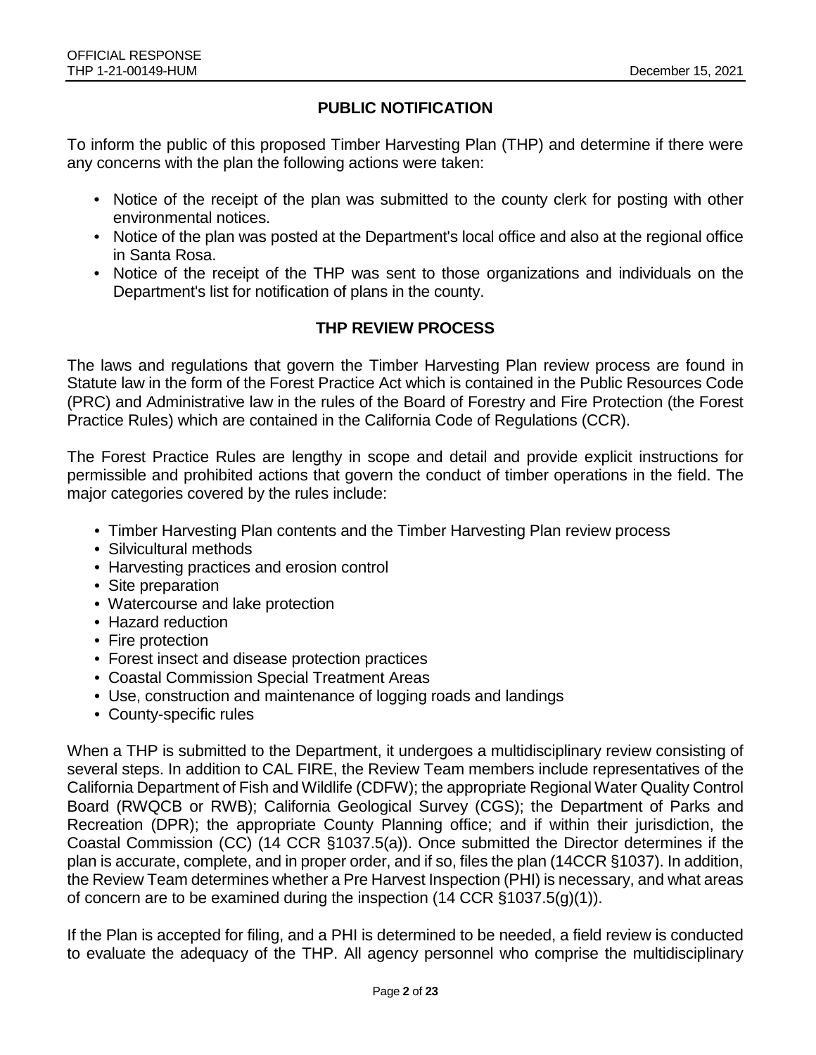## PUBLIC NOTIFICATION

To inform the public of this proposed Timber Harvesting Plan (THP) and determine if there were any concerns with the plan the following actions were taken:

- Notice of the receipt of the plan was submitted to the county clerk for posting with other environmental notices.
- Notice of the plan was posted at the Department's local office and also at the regional office in Santa Rosa.
- Notice of the receipt of the THP was sent to those organizations and individuals on the Department's list for notification of plans in the county.

## THP REVIEW PROCESS

The laws and regulations that govern the Timber Harvesting Plan review process are found in Statute law in the form of the Forest Practice Act which is contained in the Public Resources Code (PRC) and Administrative law in the rules of the Board of Forestry and Fire Protection (the Forest Practice Rules) which are contained in the California Code of Regulations (CCR).

The Forest Practice Rules are lengthy in scope and detail and provide explicit instructions for permissible and prohibited actions that govern the conduct of timber operations in the field. The major categories covered by the rules include:

- Timber Harvesting Plan contents and the Timber Harvesting Plan review process
- Silvicultural methods
- Harvesting practices and erosion control
- Site preparation
- Watercourse and lake protection
- Hazard reduction
- Fire protection
- Forest insect and disease protection practices
- Coastal Commission Special Treatment Areas
- Use, construction and maintenance of logging roads and landings
- County-specific rules

When a THP is submitted to the Department, it undergoes a multidisciplinary review consisting of several steps. In addition to CAL FIRE, the Review Team members include representatives of the California Department of Fish and Wildlife (CDFW); the appropriate Regional Water Quality Control Board (RWQCB or RWB); California Geological Survey (CGS); the Department of Parks and Recreation (DPR); the appropriate County Planning office; and if within their jurisdiction, the Coastal Commission (CC) (14 CCR §1037.5(a)). Once submitted the Director determines if the plan is accurate, complete, and in proper order, and if so, files the plan (14CCR §1037). In addition, the Review Team determines whether a Pre Harvest Inspection (PHI) is necessary, and what areas of concern are to be examined during the inspection (14 CCR §1037.5(g)(1)).

If the Plan is accepted for filing, and a PHI is determined to be needed, a field review is conducted to evaluate the adequacy of the THP. All agency personnel who comprise the multidisciplinary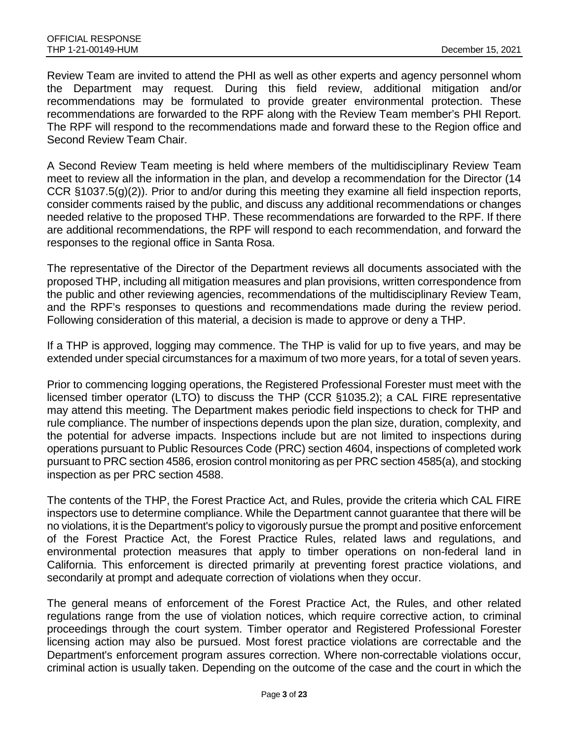Review Team are invited to attend the PHI as well as other experts and agency personnel whom the Department may request. During this field review, additional mitigation and/or recommendations may be formulated to provide greater environmental protection. These recommendations are forwarded to the RPF along with the Review Team member's PHI Report. The RPF will respond to the recommendations made and forward these to the Region office and Second Review Team Chair.

A Second Review Team meeting is held where members of the multidisciplinary Review Team meet to review all the information in the plan, and develop a recommendation for the Director (14 CCR §1037.5(g)(2)). Prior to and/or during this meeting they examine all field inspection reports, consider comments raised by the public, and discuss any additional recommendations or changes needed relative to the proposed THP. These recommendations are forwarded to the RPF. If there are additional recommendations, the RPF will respond to each recommendation, and forward the responses to the regional office in Santa Rosa.

The representative of the Director of the Department reviews all documents associated with the proposed THP, including all mitigation measures and plan provisions, written correspondence from the public and other reviewing agencies, recommendations of the multidisciplinary Review Team, and the RPF's responses to questions and recommendations made during the review period. Following consideration of this material, a decision is made to approve or deny a THP.

If a THP is approved, logging may commence. The THP is valid for up to five years, and may be extended under special circumstances for a maximum of two more years, for a total of seven years.

Prior to commencing logging operations, the Registered Professional Forester must meet with the licensed timber operator (LTO) to discuss the THP (CCR §1035.2); a CAL FIRE representative may attend this meeting. The Department makes periodic field inspections to check for THP and rule compliance. The number of inspections depends upon the plan size, duration, complexity, and the potential for adverse impacts. Inspections include but are not limited to inspections during operations pursuant to Public Resources Code (PRC) section 4604, inspections of completed work pursuant to PRC section 4586, erosion control monitoring as per PRC section 4585(a), and stocking inspection as per PRC section 4588.

The contents of the THP, the Forest Practice Act, and Rules, provide the criteria which CAL FIRE inspectors use to determine compliance. While the Department cannot guarantee that there will be no violations, it is the Department's policy to vigorously pursue the prompt and positive enforcement of the Forest Practice Act, the Forest Practice Rules, related laws and regulations, and environmental protection measures that apply to timber operations on non-federal land in California. This enforcement is directed primarily at preventing forest practice violations, and secondarily at prompt and adequate correction of violations when they occur.

The general means of enforcement of the Forest Practice Act, the Rules, and other related regulations range from the use of violation notices, which require corrective action, to criminal proceedings through the court system. Timber operator and Registered Professional Forester licensing action may also be pursued. Most forest practice violations are correctable and the Department's enforcement program assures correction. Where non-correctable violations occur, criminal action is usually taken. Depending on the outcome of the case and the court in which the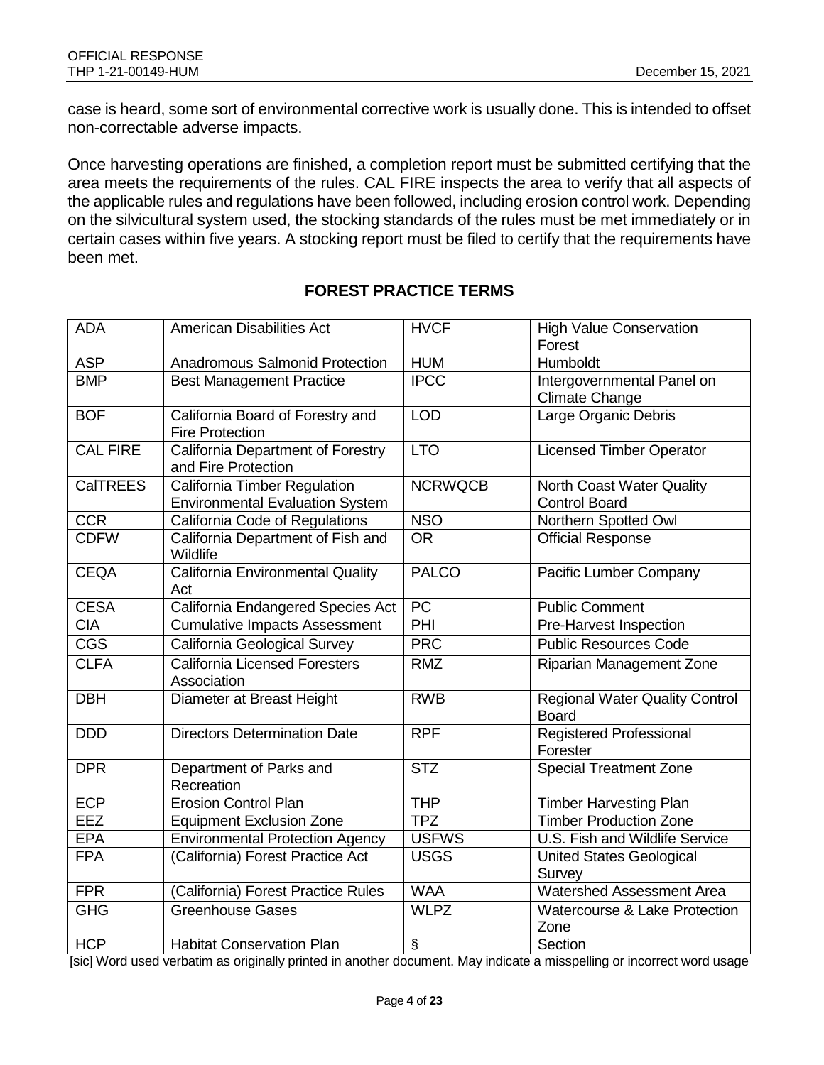case is heard, some sort of environmental corrective work is usually done. This is intended to offset non-correctable adverse impacts.

Once harvesting operations are finished, a completion report must be submitted certifying that the area meets the requirements of the rules. CAL FIRE inspects the area to verify that all aspects of the applicable rules and regulations have been followed, including erosion control work. Depending on the silvicultural system used, the stocking standards of the rules must be met immediately or in certain cases within five years. A stocking report must be filed to certify that the requirements have been met.

## FOREST PRACTICE TERMS

| | | | |
|---|---|---|---|
| ADA | American Disabilities Act | HVCF | High Value Conservation Forest |
| ASP | Anadromous Salmonid Protection | HUM | Humboldt |
| BMP | Best Management Practice | IPCC | Intergovernmental Panel on Climate Change |
| BOF | California Board of Forestry and Fire Protection | LOD | Large Organic Debris |
| CAL FIRE | California Department of Forestry and Fire Protection | LTO | Licensed Timber Operator |
| CalTREES | California Timber Regulation Environmental Evaluation System | NCRWQCB | North Coast Water Quality Control Board |
| CCR | California Code of Regulations | NSO | Northern Spotted Owl |
| CDFW | California Department of Fish and Wildlife | OR | Official Response |
| CEQA | California Environmental Quality Act | PALCO | Pacific Lumber Company |
| CESA | California Endangered Species Act | PC | Public Comment |
| CIA | Cumulative Impacts Assessment | PHI | Pre-Harvest Inspection |
| CGS | California Geological Survey | PRC | Public Resources Code |
| CLFA | California Licensed Foresters Association | RMZ | Riparian Management Zone |
| DBH | Diameter at Breast Height | RWB | Regional Water Quality Control Board |
| DDD | Directors Determination Date | RPF | Registered Professional Forester |
| DPR | Department of Parks and Recreation | STZ | Special Treatment Zone |
| ECP | Erosion Control Plan | THP | Timber Harvesting Plan |
| EEZ | Equipment Exclusion Zone | TPZ | Timber Production Zone |
| EPA | Environmental Protection Agency | USFWS | U.S. Fish and Wildlife Service |
| FPA | (California) Forest Practice Act | USGS | United States Geological Survey |
| FPR | (California) Forest Practice Rules | WAA | Watershed Assessment Area |
| GHG | Greenhouse Gases | WLPZ | Watercourse & Lake Protection Zone |
| HCP | Habitat Conservation Plan | § | Section |

[sic] Word used verbatim as originally printed in another document. May indicate a misspelling or incorrect word usage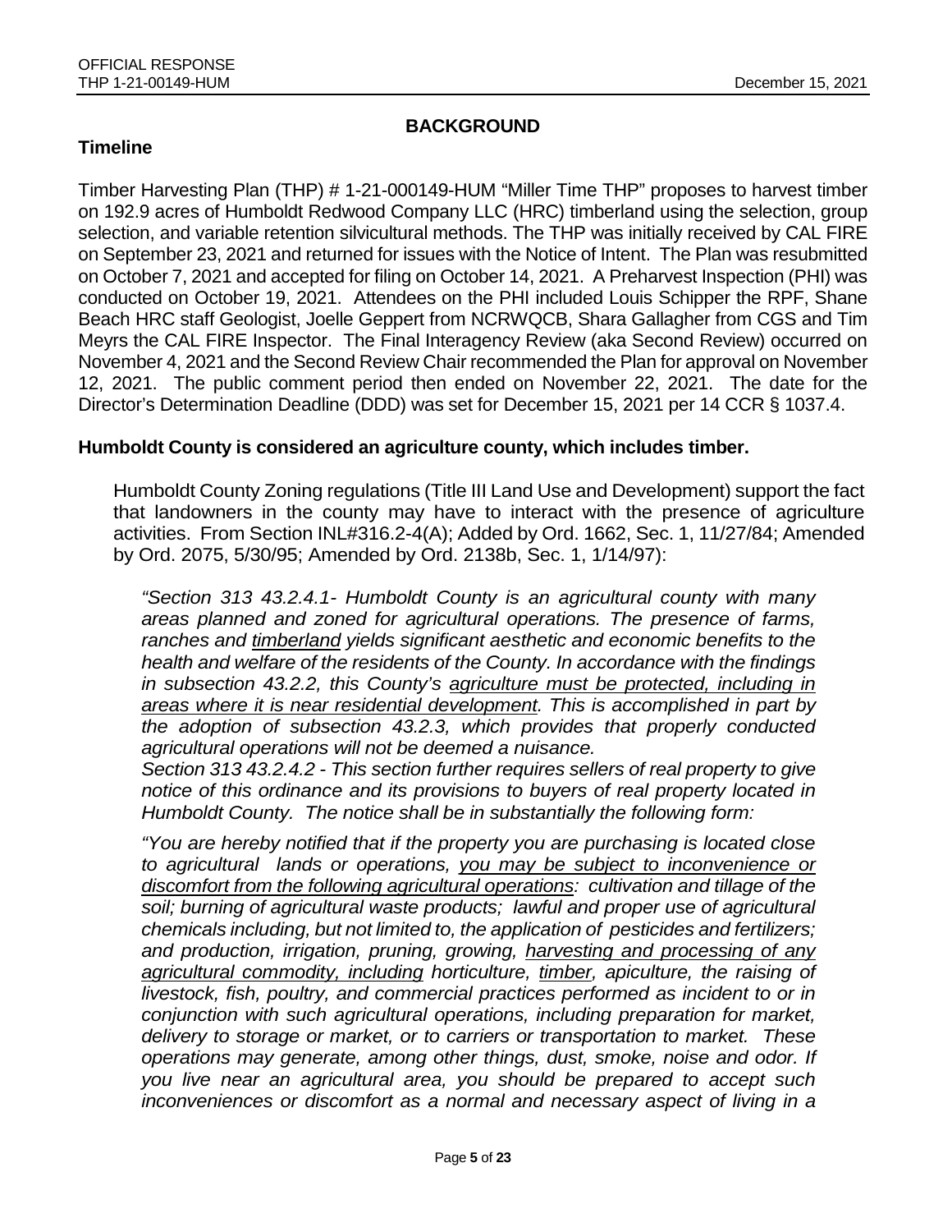## BACKGROUND

### Timeline

Timber Harvesting Plan (THP) # 1-21-000149-HUM "Miller Time THP" proposes to harvest timber on 192.9 acres of Humboldt Redwood Company LLC (HRC) timberland using the selection, group selection, and variable retention silvicultural methods. The THP was initially received by CAL FIRE on September 23, 2021 and returned for issues with the Notice of Intent. The Plan was resubmitted on October 7, 2021 and accepted for filing on October 14, 2021. A Preharvest Inspection (PHI) was conducted on October 19, 2021. Attendees on the PHI included Louis Schipper the RPF, Shane Beach HRC staff Geologist, Joelle Geppert from NCRWQCB, Shara Gallagher from CGS and Tim Meyrs the CAL FIRE Inspector. The Final Interagency Review (aka Second Review) occurred on November 4, 2021 and the Second Review Chair recommended the Plan for approval on November 12, 2021. The public comment period then ended on November 22, 2021. The date for the Director's Determination Deadline (DDD) was set for December 15, 2021 per 14 CCR § 1037.4.

### Humboldt County is considered an agriculture county, which includes timber.

Humboldt County Zoning regulations (Title III Land Use and Development) support the fact that landowners in the county may have to interact with the presence of agriculture activities. From Section INL#316.2-4(A); Added by Ord. 1662, Sec. 1, 11/27/84; Amended by Ord. 2075, 5/30/95; Amended by Ord. 2138b, Sec. 1, 1/14/97):

*"Section 313 43.2.4.1- Humboldt County is an agricultural county with many areas planned and zoned for agricultural operations. The presence of farms, ranches and <u>timberland</u> yields significant aesthetic and economic benefits to the health and welfare of the residents of the County. In accordance with the findings in subsection 43.2.2, this County's <u>agriculture must be protected, including in areas where it is near residential development</u>. This is accomplished in part by the adoption of subsection 43.2.3, which provides that properly conducted agricultural operations will not be deemed a nuisance.*
*Section 313 43.2.4.2 - This section further requires sellers of real property to give notice of this ordinance and its provisions to buyers of real property located in Humboldt County. The notice shall be in substantially the following form:*

*"You are hereby notified that if the property you are purchasing is located close to agricultural lands or operations, <u>you may be subject to inconvenience or discomfort from the following agricultural operations</u>: cultivation and tillage of the soil; burning of agricultural waste products; lawful and proper use of agricultural chemicals including, but not limited to, the application of pesticides and fertilizers; and production, irrigation, pruning, growing, <u>harvesting and processing of any agricultural commodity, including</u> horticulture, <u>timber</u>, apiculture, the raising of livestock, fish, poultry, and commercial practices performed as incident to or in conjunction with such agricultural operations, including preparation for market, delivery to storage or market, or to carriers or transportation to market. These operations may generate, among other things, dust, smoke, noise and odor. If you live near an agricultural area, you should be prepared to accept such inconveniences or discomfort as a normal and necessary aspect of living in a*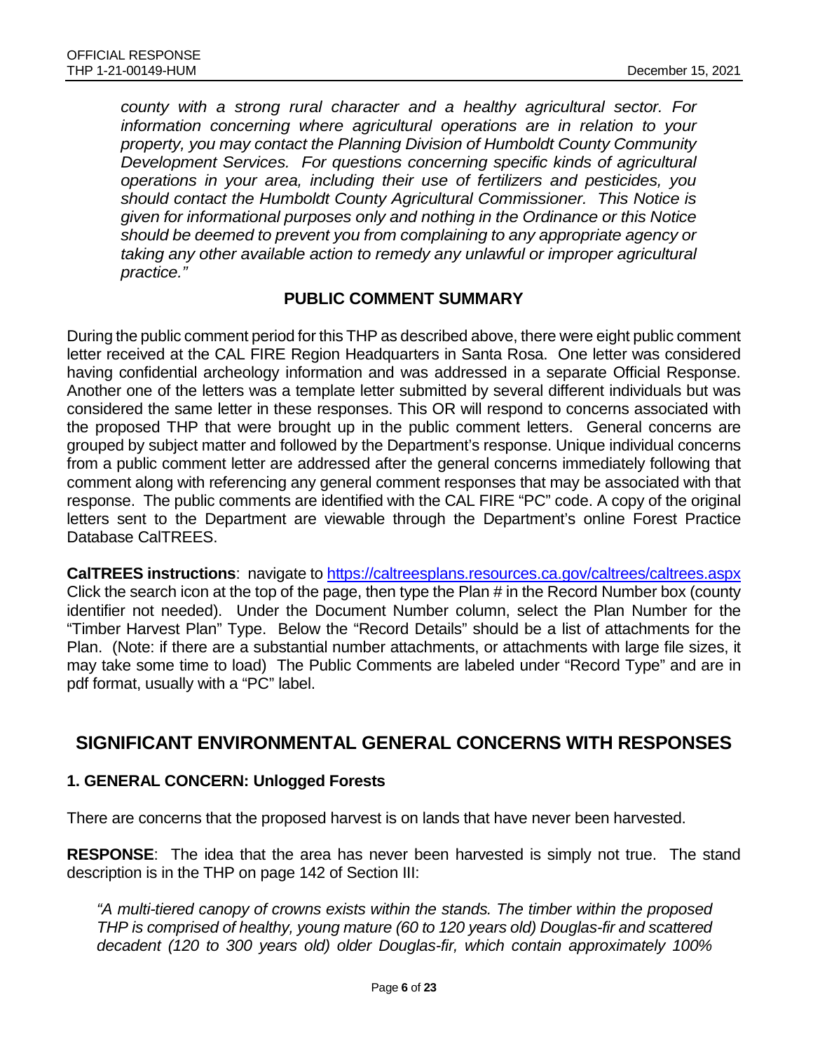*county with a strong rural character and a healthy agricultural sector. For information concerning where agricultural operations are in relation to your property, you may contact the Planning Division of Humboldt County Community Development Services. For questions concerning specific kinds of agricultural operations in your area, including their use of fertilizers and pesticides, you should contact the Humboldt County Agricultural Commissioner. This Notice is given for informational purposes only and nothing in the Ordinance or this Notice should be deemed to prevent you from complaining to any appropriate agency or taking any other available action to remedy any unlawful or improper agricultural practice."*

### PUBLIC COMMENT SUMMARY

During the public comment period for this THP as described above, there were eight public comment letter received at the CAL FIRE Region Headquarters in Santa Rosa. One letter was considered having confidential archeology information and was addressed in a separate Official Response. Another one of the letters was a template letter submitted by several different individuals but was considered the same letter in these responses. This OR will respond to concerns associated with the proposed THP that were brought up in the public comment letters. General concerns are grouped by subject matter and followed by the Department's response. Unique individual concerns from a public comment letter are addressed after the general concerns immediately following that comment along with referencing any general comment responses that may be associated with that response. The public comments are identified with the CAL FIRE "PC" code. A copy of the original letters sent to the Department are viewable through the Department's online Forest Practice Database CalTREES.

**CalTREES instructions**: navigate to https://caltreesplans.resources.ca.gov/caltrees/caltrees.aspx Click the search icon at the top of the page, then type the Plan # in the Record Number box (county identifier not needed). Under the Document Number column, select the Plan Number for the "Timber Harvest Plan" Type. Below the "Record Details" should be a list of attachments for the Plan. (Note: if there are a substantial number attachments, or attachments with large file sizes, it may take some time to load) The Public Comments are labeled under "Record Type" and are in pdf format, usually with a "PC" label.

## SIGNIFICANT ENVIRONMENTAL GENERAL CONCERNS WITH RESPONSES

### 1. GENERAL CONCERN: Unlogged Forests

There are concerns that the proposed harvest is on lands that have never been harvested.

**RESPONSE**: The idea that the area has never been harvested is simply not true. The stand description is in the THP on page 142 of Section III:

*"A multi-tiered canopy of crowns exists within the stands. The timber within the proposed THP is comprised of healthy, young mature (60 to 120 years old) Douglas-fir and scattered decadent (120 to 300 years old) older Douglas-fir, which contain approximately 100%*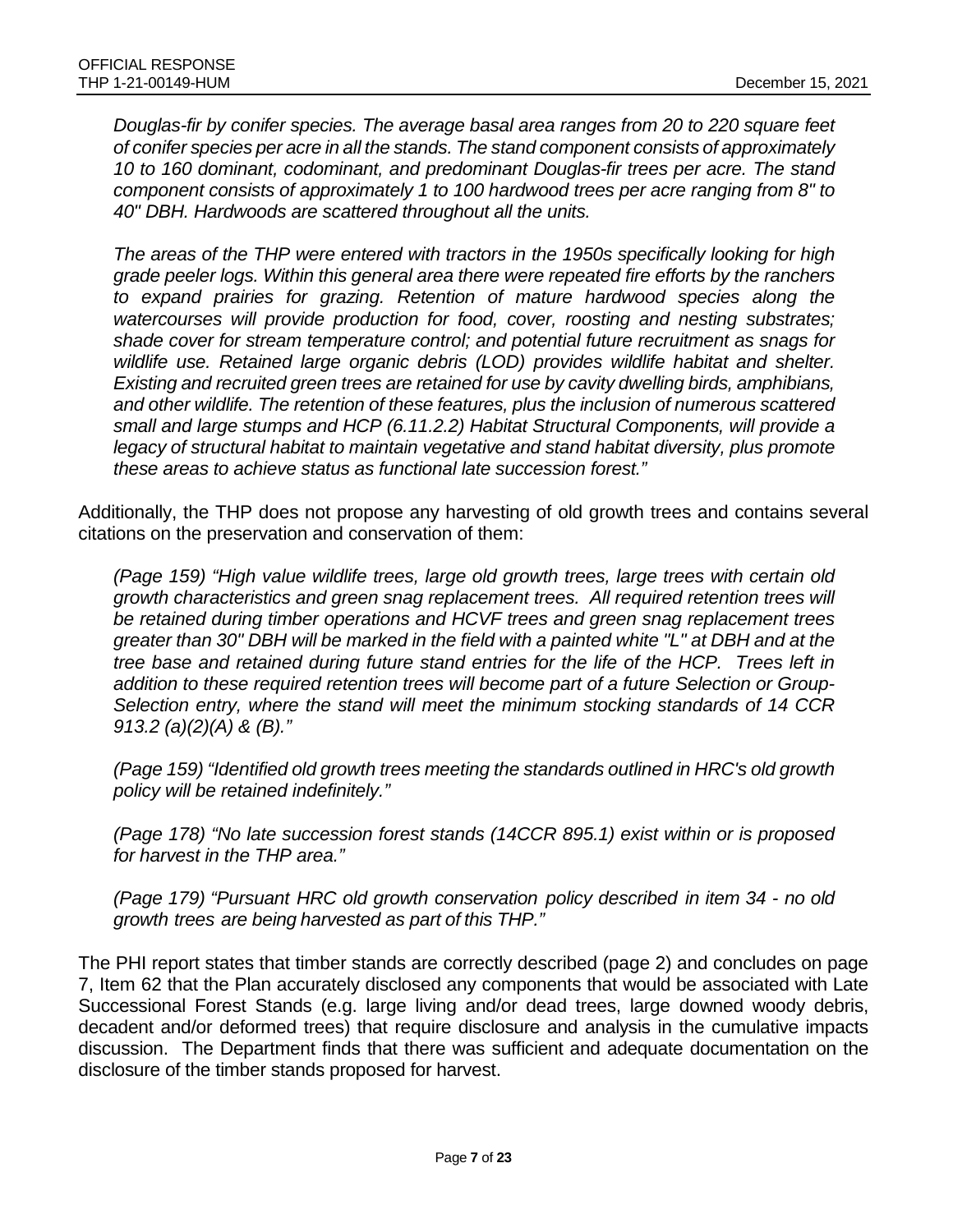*Douglas-fir by conifer species. The average basal area ranges from 20 to 220 square feet of conifer species per acre in all the stands. The stand component consists of approximately 10 to 160 dominant, codominant, and predominant Douglas-fir trees per acre. The stand component consists of approximately 1 to 100 hardwood trees per acre ranging from 8" to 40" DBH. Hardwoods are scattered throughout all the units.*

*The areas of the THP were entered with tractors in the 1950s specifically looking for high grade peeler logs. Within this general area there were repeated fire efforts by the ranchers to expand prairies for grazing. Retention of mature hardwood species along the watercourses will provide production for food, cover, roosting and nesting substrates; shade cover for stream temperature control; and potential future recruitment as snags for wildlife use. Retained large organic debris (LOD) provides wildlife habitat and shelter. Existing and recruited green trees are retained for use by cavity dwelling birds, amphibians, and other wildlife. The retention of these features, plus the inclusion of numerous scattered small and large stumps and HCP (6.11.2.2) Habitat Structural Components, will provide a legacy of structural habitat to maintain vegetative and stand habitat diversity, plus promote these areas to achieve status as functional late succession forest."*

Additionally, the THP does not propose any harvesting of old growth trees and contains several citations on the preservation and conservation of them:

*(Page 159) "High value wildlife trees, large old growth trees, large trees with certain old growth characteristics and green snag replacement trees. All required retention trees will be retained during timber operations and HCVF trees and green snag replacement trees greater than 30" DBH will be marked in the field with a painted white "L" at DBH and at the tree base and retained during future stand entries for the life of the HCP. Trees left in addition to these required retention trees will become part of a future Selection or Group-Selection entry, where the stand will meet the minimum stocking standards of 14 CCR 913.2 (a)(2)(A) & (B)."*

*(Page 159) "Identified old growth trees meeting the standards outlined in HRC's old growth policy will be retained indefinitely."*

*(Page 178) "No late succession forest stands (14CCR 895.1) exist within or is proposed for harvest in the THP area."*

*(Page 179) "Pursuant HRC old growth conservation policy described in item 34 - no old growth trees are being harvested as part of this THP."*

The PHI report states that timber stands are correctly described (page 2) and concludes on page 7, Item 62 that the Plan accurately disclosed any components that would be associated with Late Successional Forest Stands (e.g. large living and/or dead trees, large downed woody debris, decadent and/or deformed trees) that require disclosure and analysis in the cumulative impacts discussion. The Department finds that there was sufficient and adequate documentation on the disclosure of the timber stands proposed for harvest.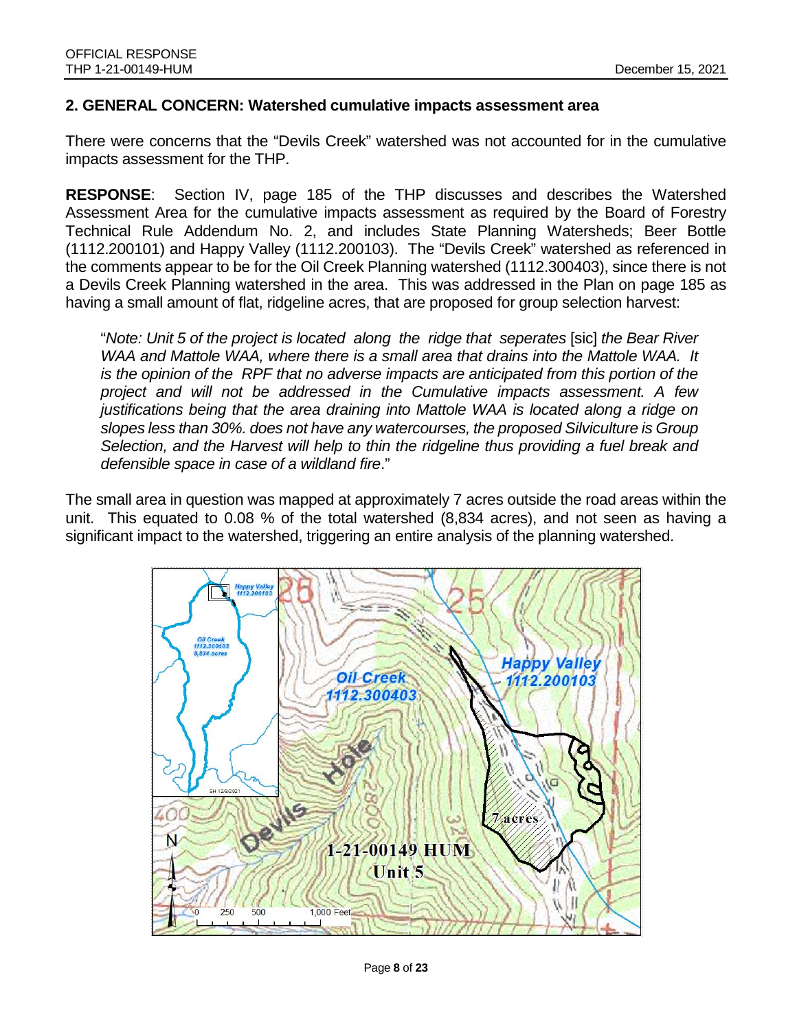## 2. GENERAL CONCERN: Watershed cumulative impacts assessment area

There were concerns that the "Devils Creek" watershed was not accounted for in the cumulative impacts assessment for the THP.

**RESPONSE**: Section IV, page 185 of the THP discusses and describes the Watershed Assessment Area for the cumulative impacts assessment as required by the Board of Forestry Technical Rule Addendum No. 2, and includes State Planning Watersheds; Beer Bottle (1112.200101) and Happy Valley (1112.200103). The "Devils Creek" watershed as referenced in the comments appear to be for the Oil Creek Planning watershed (1112.300403), since there is not a Devils Creek Planning watershed in the area. This was addressed in the Plan on page 185 as having a small amount of flat, ridgeline acres, that are proposed for group selection harvest:

> "*Note: Unit 5 of the project is located along the ridge that seperates* [sic] *the Bear River WAA and Mattole WAA, where there is a small area that drains into the Mattole WAA. It is the opinion of the RPF that no adverse impacts are anticipated from this portion of the project and will not be addressed in the Cumulative impacts assessment. A few justifications being that the area draining into Mattole WAA is located along a ridge on slopes less than 30%. does not have any watercourses, the proposed Silviculture is Group Selection, and the Harvest will help to thin the ridgeline thus providing a fuel break and defensible space in case of a wildland fire*."

The small area in question was mapped at approximately 7 acres outside the road areas within the unit. This equated to 0.08 % of the total watershed (8,834 acres), and not seen as having a significant impact to the watershed, triggering an entire analysis of the planning watershed.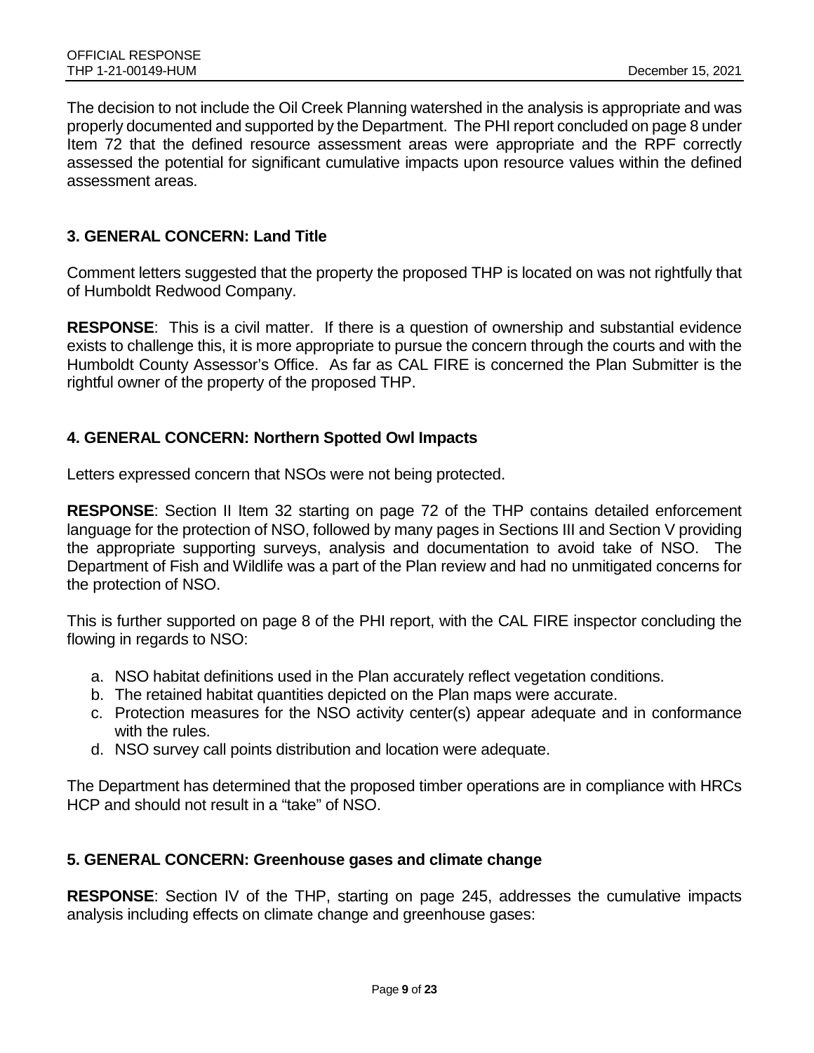The decision to not include the Oil Creek Planning watershed in the analysis is appropriate and was properly documented and supported by the Department. The PHI report concluded on page 8 under Item 72 that the defined resource assessment areas were appropriate and the RPF correctly assessed the potential for significant cumulative impacts upon resource values within the defined assessment areas.

### 3. GENERAL CONCERN: Land Title

Comment letters suggested that the property the proposed THP is located on was not rightfully that of Humboldt Redwood Company.

**RESPONSE**: This is a civil matter. If there is a question of ownership and substantial evidence exists to challenge this, it is more appropriate to pursue the concern through the courts and with the Humboldt County Assessor's Office. As far as CAL FIRE is concerned the Plan Submitter is the rightful owner of the property of the proposed THP.

### 4. GENERAL CONCERN: Northern Spotted Owl Impacts

Letters expressed concern that NSOs were not being protected.

**RESPONSE**: Section II Item 32 starting on page 72 of the THP contains detailed enforcement language for the protection of NSO, followed by many pages in Sections III and Section V providing the appropriate supporting surveys, analysis and documentation to avoid take of NSO. The Department of Fish and Wildlife was a part of the Plan review and had no unmitigated concerns for the protection of NSO.

This is further supported on page 8 of the PHI report, with the CAL FIRE inspector concluding the flowing in regards to NSO:

a. NSO habitat definitions used in the Plan accurately reflect vegetation conditions.
b. The retained habitat quantities depicted on the Plan maps were accurate.
c. Protection measures for the NSO activity center(s) appear adequate and in conformance with the rules.
d. NSO survey call points distribution and location were adequate.

The Department has determined that the proposed timber operations are in compliance with HRCs HCP and should not result in a "take" of NSO.

### 5. GENERAL CONCERN: Greenhouse gases and climate change

**RESPONSE**: Section IV of the THP, starting on page 245, addresses the cumulative impacts analysis including effects on climate change and greenhouse gases: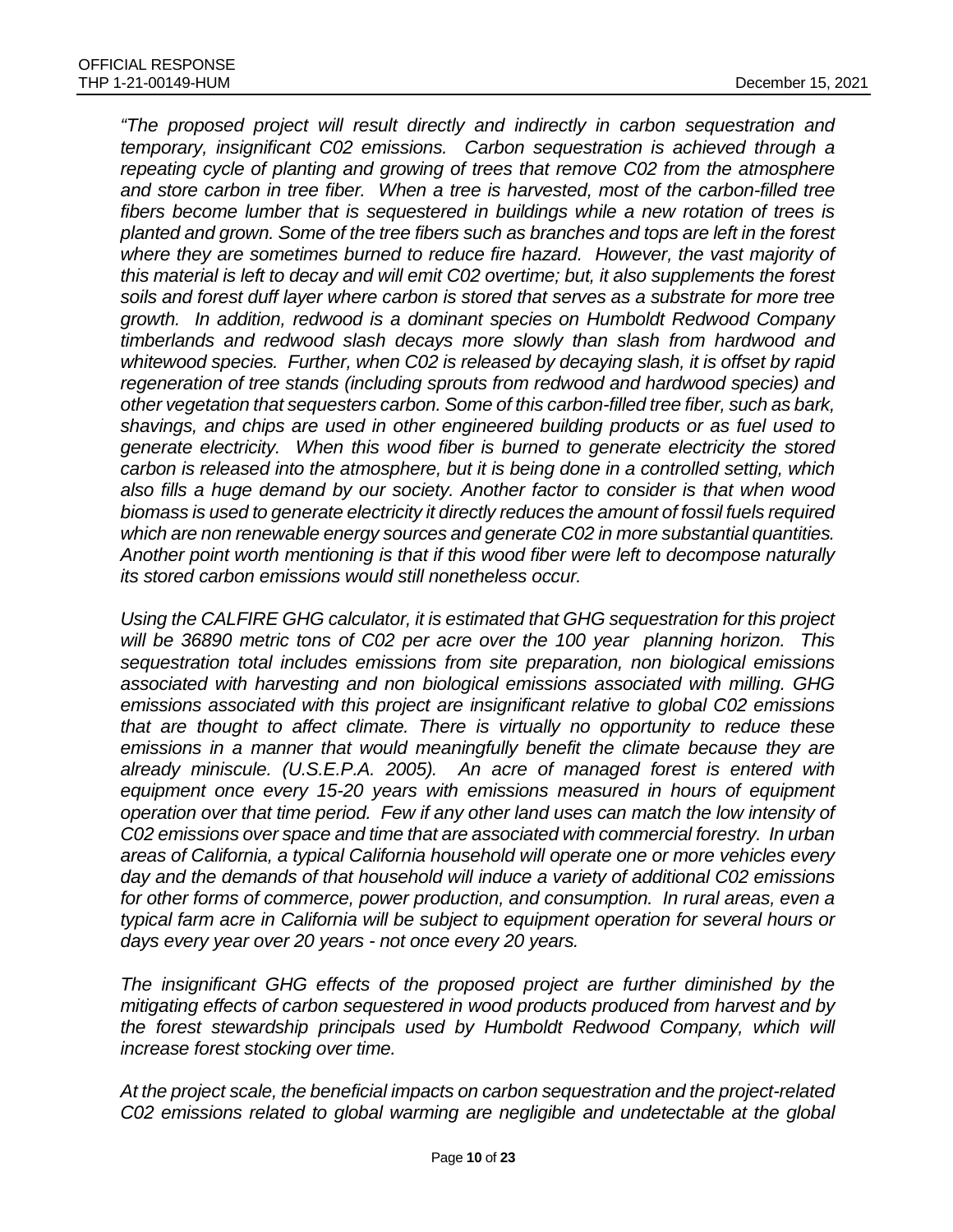*"The proposed project will result directly and indirectly in carbon sequestration and temporary, insignificant C02 emissions. Carbon sequestration is achieved through a repeating cycle of planting and growing of trees that remove C02 from the atmosphere and store carbon in tree fiber. When a tree is harvested, most of the carbon-filled tree fibers become lumber that is sequestered in buildings while a new rotation of trees is planted and grown. Some of the tree fibers such as branches and tops are left in the forest where they are sometimes burned to reduce fire hazard. However, the vast majority of this material is left to decay and will emit C02 overtime; but, it also supplements the forest soils and forest duff layer where carbon is stored that serves as a substrate for more tree growth. In addition, redwood is a dominant species on Humboldt Redwood Company timberlands and redwood slash decays more slowly than slash from hardwood and whitewood species. Further, when C02 is released by decaying slash, it is offset by rapid regeneration of tree stands (including sprouts from redwood and hardwood species) and other vegetation that sequesters carbon. Some of this carbon-filled tree fiber, such as bark, shavings, and chips are used in other engineered building products or as fuel used to generate electricity. When this wood fiber is burned to generate electricity the stored carbon is released into the atmosphere, but it is being done in a controlled setting, which also fills a huge demand by our society. Another factor to consider is that when wood biomass is used to generate electricity it directly reduces the amount of fossil fuels required which are non renewable energy sources and generate C02 in more substantial quantities. Another point worth mentioning is that if this wood fiber were left to decompose naturally its stored carbon emissions would still nonetheless occur.*

*Using the CALFIRE GHG calculator, it is estimated that GHG sequestration for this project will be 36890 metric tons of C02 per acre over the 100 year planning horizon. This sequestration total includes emissions from site preparation, non biological emissions associated with harvesting and non biological emissions associated with milling. GHG emissions associated with this project are insignificant relative to global C02 emissions that are thought to affect climate. There is virtually no opportunity to reduce these emissions in a manner that would meaningfully benefit the climate because they are already miniscule. (U.S.E.P.A. 2005). An acre of managed forest is entered with equipment once every 15-20 years with emissions measured in hours of equipment operation over that time period. Few if any other land uses can match the low intensity of C02 emissions over space and time that are associated with commercial forestry. In urban areas of California, a typical California household will operate one or more vehicles every day and the demands of that household will induce a variety of additional C02 emissions for other forms of commerce, power production, and consumption. In rural areas, even a typical farm acre in California will be subject to equipment operation for several hours or days every year over 20 years - not once every 20 years.*

*The insignificant GHG effects of the proposed project are further diminished by the mitigating effects of carbon sequestered in wood products produced from harvest and by the forest stewardship principals used by Humboldt Redwood Company, which will increase forest stocking over time.*

*At the project scale, the beneficial impacts on carbon sequestration and the project-related C02 emissions related to global warming are negligible and undetectable at the global*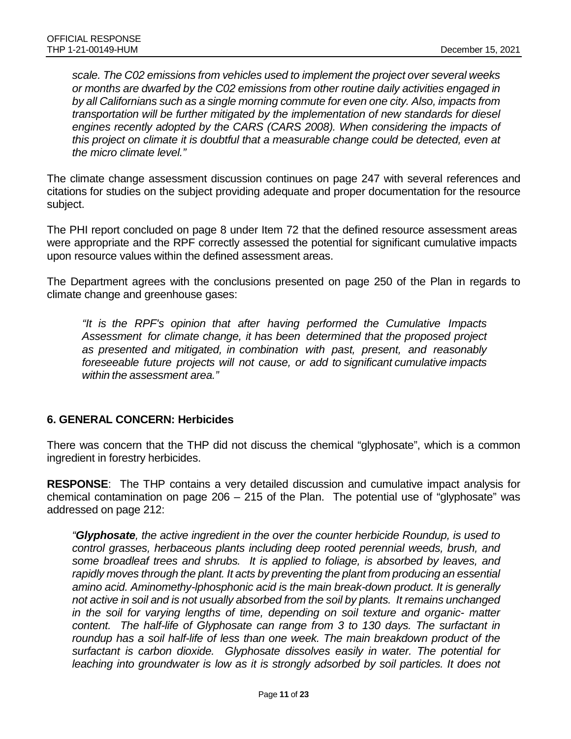*scale. The C02 emissions from vehicles used to implement the project over several weeks or months are dwarfed by the C02 emissions from other routine daily activities engaged in by all Californians such as a single morning commute for even one city. Also, impacts from transportation will be further mitigated by the implementation of new standards for diesel engines recently adopted by the CARS (CARS 2008). When considering the impacts of this project on climate it is doubtful that a measurable change could be detected, even at the micro climate level."*

The climate change assessment discussion continues on page 247 with several references and citations for studies on the subject providing adequate and proper documentation for the resource subject.

The PHI report concluded on page 8 under Item 72 that the defined resource assessment areas were appropriate and the RPF correctly assessed the potential for significant cumulative impacts upon resource values within the defined assessment areas.

The Department agrees with the conclusions presented on page 250 of the Plan in regards to climate change and greenhouse gases:

> *"It is the RPF's opinion that after having performed the Cumulative Impacts Assessment for climate change, it has been determined that the proposed project as presented and mitigated, in combination with past, present, and reasonably foreseeable future projects will not cause, or add to significant cumulative impacts within the assessment area."*

### 6. GENERAL CONCERN: Herbicides

There was concern that the THP did not discuss the chemical "glyphosate", which is a common ingredient in forestry herbicides.

**RESPONSE**: The THP contains a very detailed discussion and cumulative impact analysis for chemical contamination on page 206 – 215 of the Plan. The potential use of "glyphosate" was addressed on page 212:

> *"**Glyphosate**, the active ingredient in the over the counter herbicide Roundup, is used to control grasses, herbaceous plants including deep rooted perennial weeds, brush, and some broadleaf trees and shrubs. It is applied to foliage, is absorbed by leaves, and rapidly moves through the plant. It acts by preventing the plant from producing an essential amino acid. Aminomethy-lphosphonic acid is the main break-down product. It is generally not active in soil and is not usually absorbed from the soil by plants. It remains unchanged in the soil for varying lengths of time, depending on soil texture and organic- matter content. The half-life of Glyphosate can range from 3 to 130 days. The surfactant in roundup has a soil half-life of less than one week. The main breakdown product of the surfactant is carbon dioxide. Glyphosate dissolves easily in water. The potential for leaching into groundwater is low as it is strongly adsorbed by soil particles. It does not*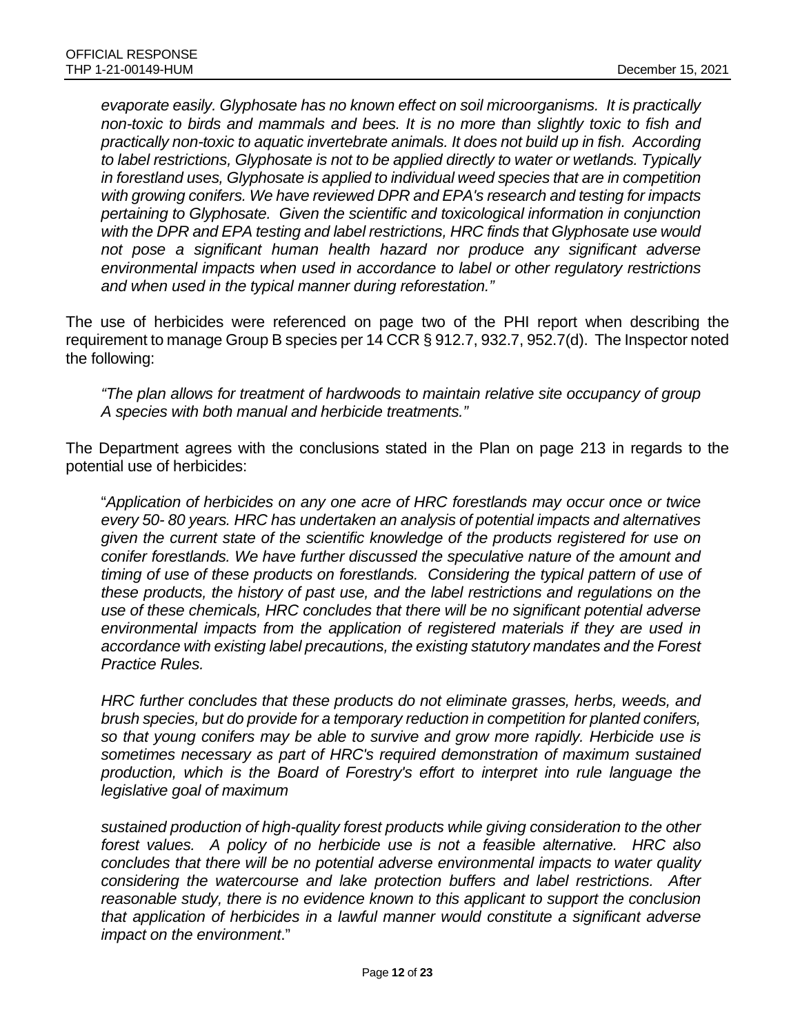*evaporate easily. Glyphosate has no known effect on soil microorganisms. It is practically non-toxic to birds and mammals and bees. It is no more than slightly toxic to fish and practically non-toxic to aquatic invertebrate animals. It does not build up in fish. According to label restrictions, Glyphosate is not to be applied directly to water or wetlands. Typically in forestland uses, Glyphosate is applied to individual weed species that are in competition with growing conifers. We have reviewed DPR and EPA's research and testing for impacts pertaining to Glyphosate. Given the scientific and toxicological information in conjunction with the DPR and EPA testing and label restrictions, HRC finds that Glyphosate use would not pose a significant human health hazard nor produce any significant adverse environmental impacts when used in accordance to label or other regulatory restrictions and when used in the typical manner during reforestation."*

The use of herbicides were referenced on page two of the PHI report when describing the requirement to manage Group B species per 14 CCR § 912.7, 932.7, 952.7(d). The Inspector noted the following:

*"The plan allows for treatment of hardwoods to maintain relative site occupancy of group A species with both manual and herbicide treatments."*

The Department agrees with the conclusions stated in the Plan on page 213 in regards to the potential use of herbicides:

"*Application of herbicides on any one acre of HRC forestlands may occur once or twice every 50- 80 years. HRC has undertaken an analysis of potential impacts and alternatives given the current state of the scientific knowledge of the products registered for use on conifer forestlands. We have further discussed the speculative nature of the amount and timing of use of these products on forestlands. Considering the typical pattern of use of these products, the history of past use, and the label restrictions and regulations on the use of these chemicals, HRC concludes that there will be no significant potential adverse environmental impacts from the application of registered materials if they are used in accordance with existing label precautions, the existing statutory mandates and the Forest Practice Rules.*

*HRC further concludes that these products do not eliminate grasses, herbs, weeds, and brush species, but do provide for a temporary reduction in competition for planted conifers, so that young conifers may be able to survive and grow more rapidly. Herbicide use is sometimes necessary as part of HRC's required demonstration of maximum sustained production, which is the Board of Forestry's effort to interpret into rule language the legislative goal of maximum*

*sustained production of high-quality forest products while giving consideration to the other forest values. A policy of no herbicide use is not a feasible alternative. HRC also concludes that there will be no potential adverse environmental impacts to water quality considering the watercourse and lake protection buffers and label restrictions. After reasonable study, there is no evidence known to this applicant to support the conclusion that application of herbicides in a lawful manner would constitute a significant adverse impact on the environment*."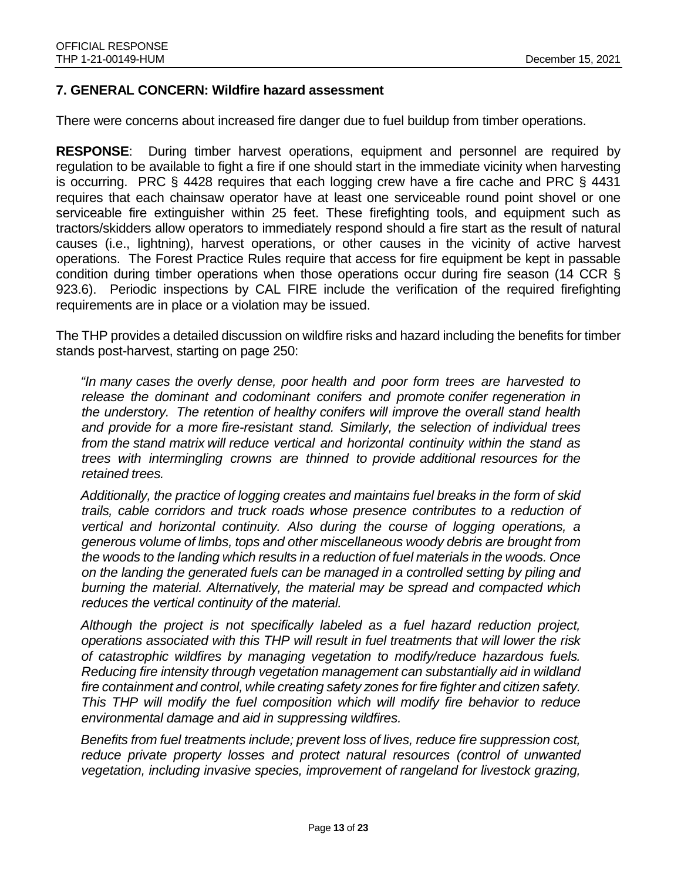## 7. GENERAL CONCERN: Wildfire hazard assessment

There were concerns about increased fire danger due to fuel buildup from timber operations.

**RESPONSE**: During timber harvest operations, equipment and personnel are required by regulation to be available to fight a fire if one should start in the immediate vicinity when harvesting is occurring. PRC § 4428 requires that each logging crew have a fire cache and PRC § 4431 requires that each chainsaw operator have at least one serviceable round point shovel or one serviceable fire extinguisher within 25 feet. These firefighting tools, and equipment such as tractors/skidders allow operators to immediately respond should a fire start as the result of natural causes (i.e., lightning), harvest operations, or other causes in the vicinity of active harvest operations. The Forest Practice Rules require that access for fire equipment be kept in passable condition during timber operations when those operations occur during fire season (14 CCR § 923.6). Periodic inspections by CAL FIRE include the verification of the required firefighting requirements are in place or a violation may be issued.

The THP provides a detailed discussion on wildfire risks and hazard including the benefits for timber stands post-harvest, starting on page 250:

> *"In many cases the overly dense, poor health and poor form trees are harvested to release the dominant and codominant conifers and promote conifer regeneration in the understory. The retention of healthy conifers will improve the overall stand health and provide for a more fire-resistant stand. Similarly, the selection of individual trees from the stand matrix will reduce vertical and horizontal continuity within the stand as trees with intermingling crowns are thinned to provide additional resources for the retained trees.*
>
> *Additionally, the practice of logging creates and maintains fuel breaks in the form of skid trails, cable corridors and truck roads whose presence contributes to a reduction of vertical and horizontal continuity. Also during the course of logging operations, a generous volume of limbs, tops and other miscellaneous woody debris are brought from the woods to the landing which results in a reduction of fuel materials in the woods. Once on the landing the generated fuels can be managed in a controlled setting by piling and burning the material. Alternatively, the material may be spread and compacted which reduces the vertical continuity of the material.*
>
> *Although the project is not specifically labeled as a fuel hazard reduction project, operations associated with this THP will result in fuel treatments that will lower the risk of catastrophic wildfires by managing vegetation to modify/reduce hazardous fuels. Reducing fire intensity through vegetation management can substantially aid in wildland fire containment and control, while creating safety zones for fire fighter and citizen safety. This THP will modify the fuel composition which will modify fire behavior to reduce environmental damage and aid in suppressing wildfires.*
>
> *Benefits from fuel treatments include; prevent loss of lives, reduce fire suppression cost, reduce private property losses and protect natural resources (control of unwanted vegetation, including invasive species, improvement of rangeland for livestock grazing,*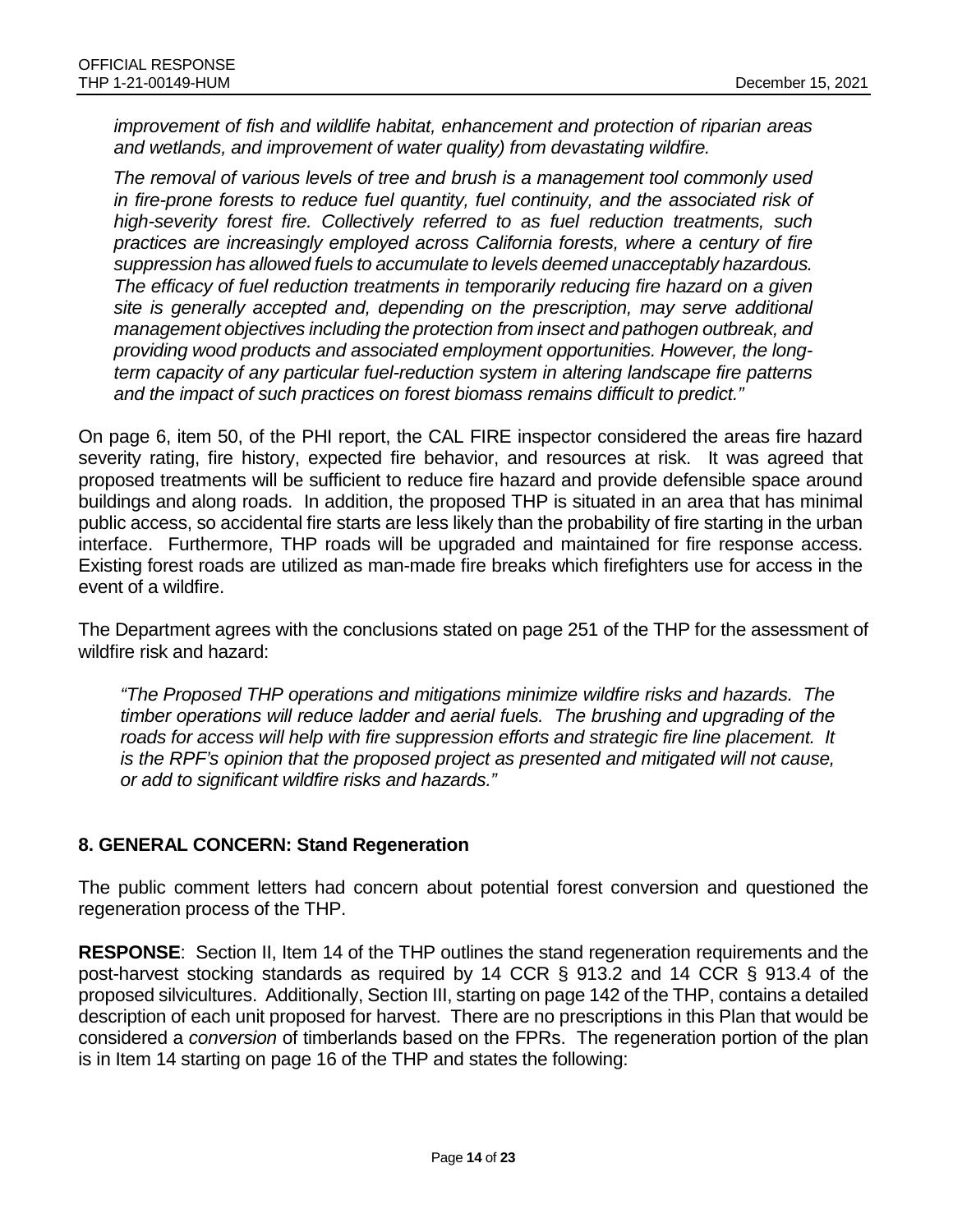*improvement of fish and wildlife habitat, enhancement and protection of riparian areas and wetlands, and improvement of water quality) from devastating wildfire.*

*The removal of various levels of tree and brush is a management tool commonly used in fire-prone forests to reduce fuel quantity, fuel continuity, and the associated risk of high-severity forest fire. Collectively referred to as fuel reduction treatments, such practices are increasingly employed across California forests, where a century of fire suppression has allowed fuels to accumulate to levels deemed unacceptably hazardous. The efficacy of fuel reduction treatments in temporarily reducing fire hazard on a given site is generally accepted and, depending on the prescription, may serve additional management objectives including the protection from insect and pathogen outbreak, and providing wood products and associated employment opportunities. However, the long-term capacity of any particular fuel-reduction system in altering landscape fire patterns and the impact of such practices on forest biomass remains difficult to predict."*

On page 6, item 50, of the PHI report, the CAL FIRE inspector considered the areas fire hazard severity rating, fire history, expected fire behavior, and resources at risk. It was agreed that proposed treatments will be sufficient to reduce fire hazard and provide defensible space around buildings and along roads. In addition, the proposed THP is situated in an area that has minimal public access, so accidental fire starts are less likely than the probability of fire starting in the urban interface. Furthermore, THP roads will be upgraded and maintained for fire response access. Existing forest roads are utilized as man-made fire breaks which firefighters use for access in the event of a wildfire.

The Department agrees with the conclusions stated on page 251 of the THP for the assessment of wildfire risk and hazard:

*"The Proposed THP operations and mitigations minimize wildfire risks and hazards. The timber operations will reduce ladder and aerial fuels. The brushing and upgrading of the roads for access will help with fire suppression efforts and strategic fire line placement. It is the RPF's opinion that the proposed project as presented and mitigated will not cause, or add to significant wildfire risks and hazards."*

## 8. GENERAL CONCERN: Stand Regeneration

The public comment letters had concern about potential forest conversion and questioned the regeneration process of the THP.

**RESPONSE**: Section II, Item 14 of the THP outlines the stand regeneration requirements and the post-harvest stocking standards as required by 14 CCR § 913.2 and 14 CCR § 913.4 of the proposed silvicultures. Additionally, Section III, starting on page 142 of the THP, contains a detailed description of each unit proposed for harvest. There are no prescriptions in this Plan that would be considered a *conversion* of timberlands based on the FPRs. The regeneration portion of the plan is in Item 14 starting on page 16 of the THP and states the following: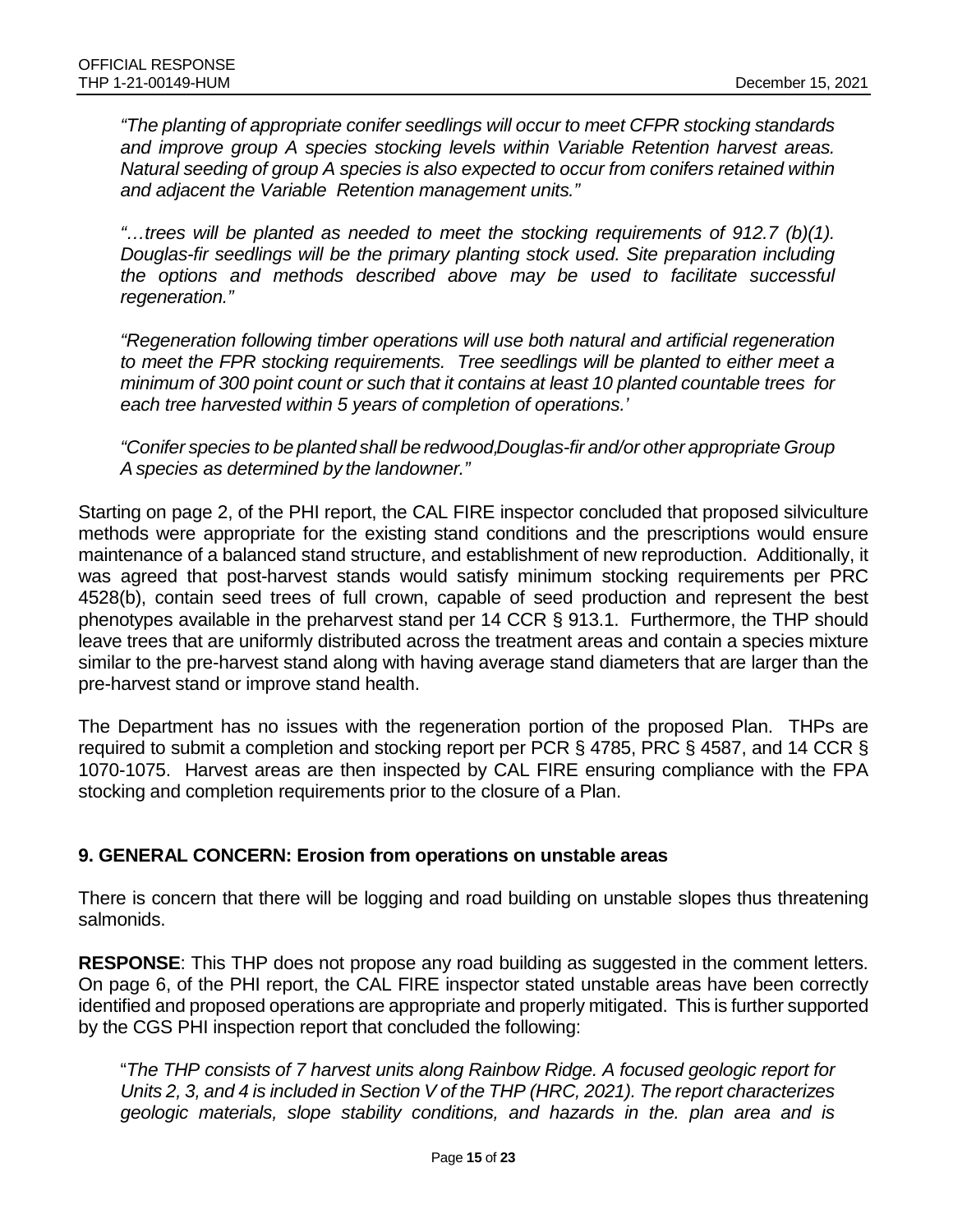*"The planting of appropriate conifer seedlings will occur to meet CFPR stocking standards and improve group A species stocking levels within Variable Retention harvest areas. Natural seeding of group A species is also expected to occur from conifers retained within and adjacent the Variable Retention management units."*

*"…trees will be planted as needed to meet the stocking requirements of 912.7 (b)(1). Douglas-fir seedlings will be the primary planting stock used. Site preparation including the options and methods described above may be used to facilitate successful regeneration."*

*"Regeneration following timber operations will use both natural and artificial regeneration to meet the FPR stocking requirements. Tree seedlings will be planted to either meet a minimum of 300 point count or such that it contains at least 10 planted countable trees for each tree harvested within 5 years of completion of operations.'*

*"Conifer species to be planted shall be redwood,Douglas-fir and/or other appropriate Group A species as determined by the landowner."*

Starting on page 2, of the PHI report, the CAL FIRE inspector concluded that proposed silviculture methods were appropriate for the existing stand conditions and the prescriptions would ensure maintenance of a balanced stand structure, and establishment of new reproduction. Additionally, it was agreed that post-harvest stands would satisfy minimum stocking requirements per PRC 4528(b), contain seed trees of full crown, capable of seed production and represent the best phenotypes available in the preharvest stand per 14 CCR § 913.1. Furthermore, the THP should leave trees that are uniformly distributed across the treatment areas and contain a species mixture similar to the pre-harvest stand along with having average stand diameters that are larger than the pre-harvest stand or improve stand health.

The Department has no issues with the regeneration portion of the proposed Plan. THPs are required to submit a completion and stocking report per PCR § 4785, PRC § 4587, and 14 CCR § 1070-1075. Harvest areas are then inspected by CAL FIRE ensuring compliance with the FPA stocking and completion requirements prior to the closure of a Plan.

## 9. GENERAL CONCERN: Erosion from operations on unstable areas

There is concern that there will be logging and road building on unstable slopes thus threatening salmonids.

**RESPONSE**: This THP does not propose any road building as suggested in the comment letters. On page 6, of the PHI report, the CAL FIRE inspector stated unstable areas have been correctly identified and proposed operations are appropriate and properly mitigated. This is further supported by the CGS PHI inspection report that concluded the following:

"*The THP consists of 7 harvest units along Rainbow Ridge. A focused geologic report for Units 2, 3, and 4 is included in Section V of the THP (HRC, 2021). The report characterizes geologic materials, slope stability conditions, and hazards in the. plan area and is*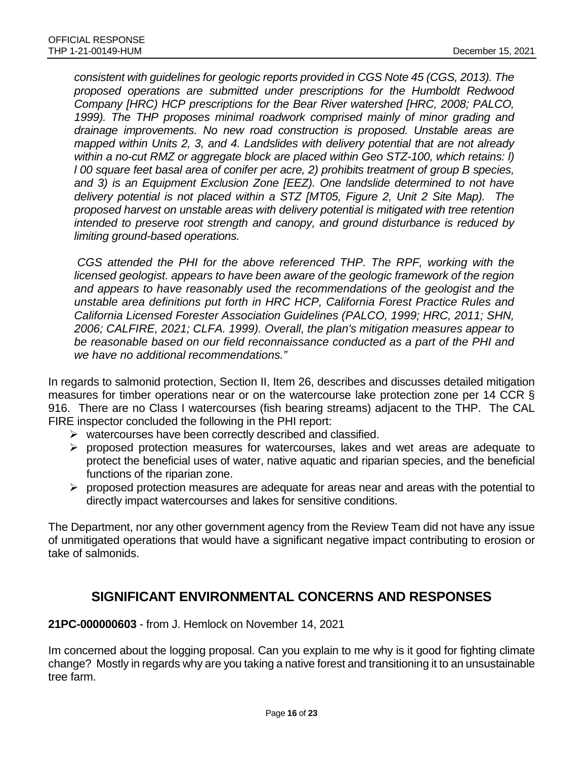*consistent with guidelines for geologic reports provided in CGS Note 45 (CGS, 2013). The proposed operations are submitted under prescriptions for the Humboldt Redwood Company [HRC) HCP prescriptions for the Bear River watershed [HRC, 2008; PALCO, 1999). The THP proposes minimal roadwork comprised mainly of minor grading and drainage improvements. No new road construction is proposed. Unstable areas are mapped within Units 2, 3, and 4. Landslides with delivery potential that are not already within a no-cut RMZ or aggregate block are placed within Geo STZ-100, which retains: l) l 00 square feet basal area of conifer per acre, 2) prohibits treatment of group B species, and 3) is an Equipment Exclusion Zone [EEZ). One landslide determined to not have delivery potential is not placed within a STZ [MT05, Figure 2, Unit 2 Site Map). The proposed harvest on unstable areas with delivery potential is mitigated with tree retention intended to preserve root strength and canopy, and ground disturbance is reduced by limiting ground-based operations.*

*CGS attended the PHI for the above referenced THP. The RPF, working with the licensed geologist. appears to have been aware of the geologic framework of the region and appears to have reasonably used the recommendations of the geologist and the unstable area definitions put forth in HRC HCP, California Forest Practice Rules and California Licensed Forester Association Guidelines (PALCO, 1999; HRC, 2011; SHN, 2006; CALFIRE, 2021; CLFA. 1999). Overall, the plan's mitigation measures appear to be reasonable based on our field reconnaissance conducted as a part of the PHI and we have no additional recommendations."*

In regards to salmonid protection, Section II, Item 26, describes and discusses detailed mitigation measures for timber operations near or on the watercourse lake protection zone per 14 CCR § 916. There are no Class I watercourses (fish bearing streams) adjacent to the THP. The CAL FIRE inspector concluded the following in the PHI report:

- watercourses have been correctly described and classified.
- proposed protection measures for watercourses, lakes and wet areas are adequate to protect the beneficial uses of water, native aquatic and riparian species, and the beneficial functions of the riparian zone.
- proposed protection measures are adequate for areas near and areas with the potential to directly impact watercourses and lakes for sensitive conditions.

The Department, nor any other government agency from the Review Team did not have any issue of unmitigated operations that would have a significant negative impact contributing to erosion or take of salmonids.

## SIGNIFICANT ENVIRONMENTAL CONCERNS AND RESPONSES

**21PC-000000603** - from J. Hemlock on November 14, 2021

Im concerned about the logging proposal. Can you explain to me why is it good for fighting climate change? Mostly in regards why are you taking a native forest and transitioning it to an unsustainable tree farm.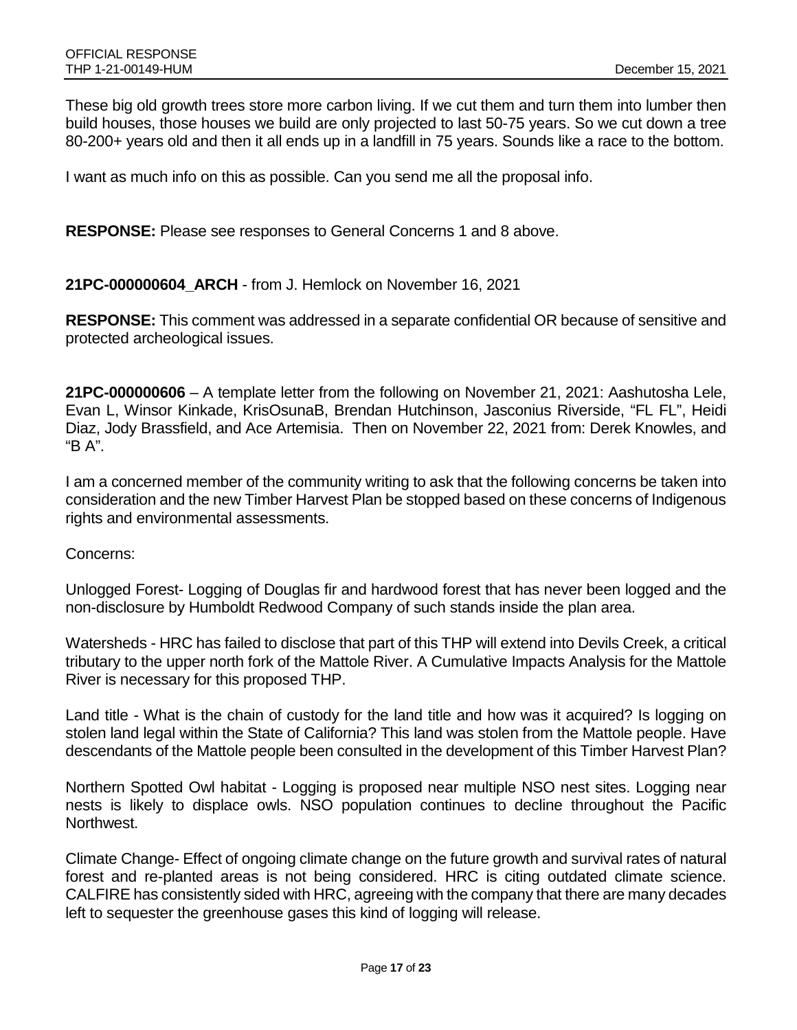These big old growth trees store more carbon living. If we cut them and turn them into lumber then build houses, those houses we build are only projected to last 50-75 years. So we cut down a tree 80-200+ years old and then it all ends up in a landfill in 75 years. Sounds like a race to the bottom.

I want as much info on this as possible. Can you send me all the proposal info.

**RESPONSE:** Please see responses to General Concerns 1 and 8 above.

**21PC-000000604_ARCH** - from J. Hemlock on November 16, 2021

**RESPONSE:** This comment was addressed in a separate confidential OR because of sensitive and protected archeological issues.

**21PC-000000606** – A template letter from the following on November 21, 2021: Aashutosha Lele, Evan L, Winsor Kinkade, KrisOsunaB, Brendan Hutchinson, Jasconius Riverside, "FL FL", Heidi Diaz, Jody Brassfield, and Ace Artemisia. Then on November 22, 2021 from: Derek Knowles, and "B A".

I am a concerned member of the community writing to ask that the following concerns be taken into consideration and the new Timber Harvest Plan be stopped based on these concerns of Indigenous rights and environmental assessments.

Concerns:

Unlogged Forest- Logging of Douglas fir and hardwood forest that has never been logged and the non-disclosure by Humboldt Redwood Company of such stands inside the plan area.

Watersheds - HRC has failed to disclose that part of this THP will extend into Devils Creek, a critical tributary to the upper north fork of the Mattole River. A Cumulative Impacts Analysis for the Mattole River is necessary for this proposed THP.

Land title - What is the chain of custody for the land title and how was it acquired? Is logging on stolen land legal within the State of California? This land was stolen from the Mattole people. Have descendants of the Mattole people been consulted in the development of this Timber Harvest Plan?

Northern Spotted Owl habitat - Logging is proposed near multiple NSO nest sites. Logging near nests is likely to displace owls. NSO population continues to decline throughout the Pacific Northwest.

Climate Change- Effect of ongoing climate change on the future growth and survival rates of natural forest and re-planted areas is not being considered. HRC is citing outdated climate science. CALFIRE has consistently sided with HRC, agreeing with the company that there are many decades left to sequester the greenhouse gases this kind of logging will release.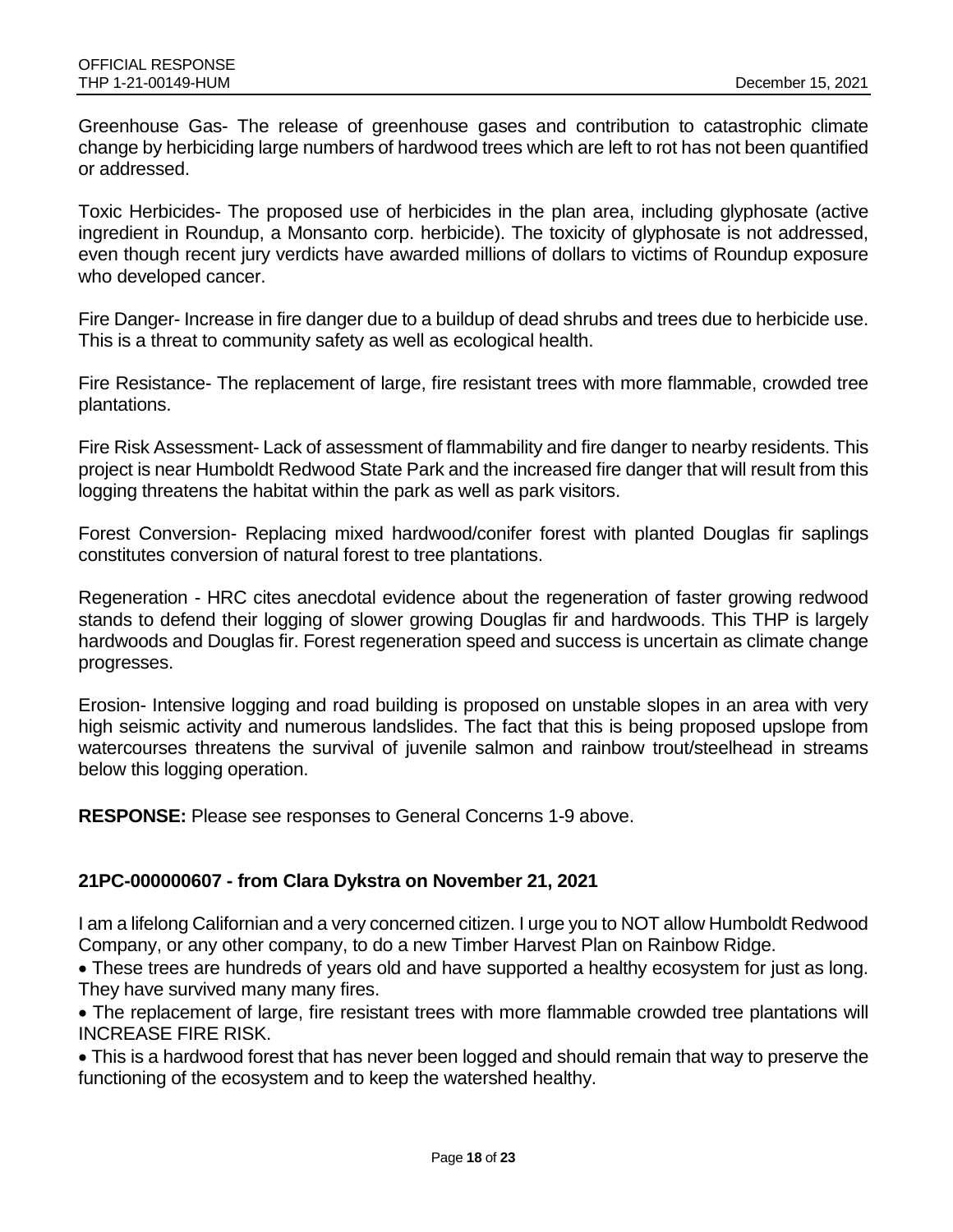Greenhouse Gas- The release of greenhouse gases and contribution to catastrophic climate change by herbiciding large numbers of hardwood trees which are left to rot has not been quantified or addressed.

Toxic Herbicides- The proposed use of herbicides in the plan area, including glyphosate (active ingredient in Roundup, a Monsanto corp. herbicide). The toxicity of glyphosate is not addressed, even though recent jury verdicts have awarded millions of dollars to victims of Roundup exposure who developed cancer.

Fire Danger- Increase in fire danger due to a buildup of dead shrubs and trees due to herbicide use. This is a threat to community safety as well as ecological health.

Fire Resistance- The replacement of large, fire resistant trees with more flammable, crowded tree plantations.

Fire Risk Assessment- Lack of assessment of flammability and fire danger to nearby residents. This project is near Humboldt Redwood State Park and the increased fire danger that will result from this logging threatens the habitat within the park as well as park visitors.

Forest Conversion- Replacing mixed hardwood/conifer forest with planted Douglas fir saplings constitutes conversion of natural forest to tree plantations.

Regeneration - HRC cites anecdotal evidence about the regeneration of faster growing redwood stands to defend their logging of slower growing Douglas fir and hardwoods. This THP is largely hardwoods and Douglas fir. Forest regeneration speed and success is uncertain as climate change progresses.

Erosion- Intensive logging and road building is proposed on unstable slopes in an area with very high seismic activity and numerous landslides. The fact that this is being proposed upslope from watercourses threatens the survival of juvenile salmon and rainbow trout/steelhead in streams below this logging operation.

**RESPONSE:** Please see responses to General Concerns 1-9 above.

### 21PC-000000607 - from Clara Dykstra on November 21, 2021

I am a lifelong Californian and a very concerned citizen. I urge you to NOT allow Humboldt Redwood Company, or any other company, to do a new Timber Harvest Plan on Rainbow Ridge.

- These trees are hundreds of years old and have supported a healthy ecosystem for just as long. They have survived many many fires.
- The replacement of large, fire resistant trees with more flammable crowded tree plantations will INCREASE FIRE RISK.
- This is a hardwood forest that has never been logged and should remain that way to preserve the functioning of the ecosystem and to keep the watershed healthy.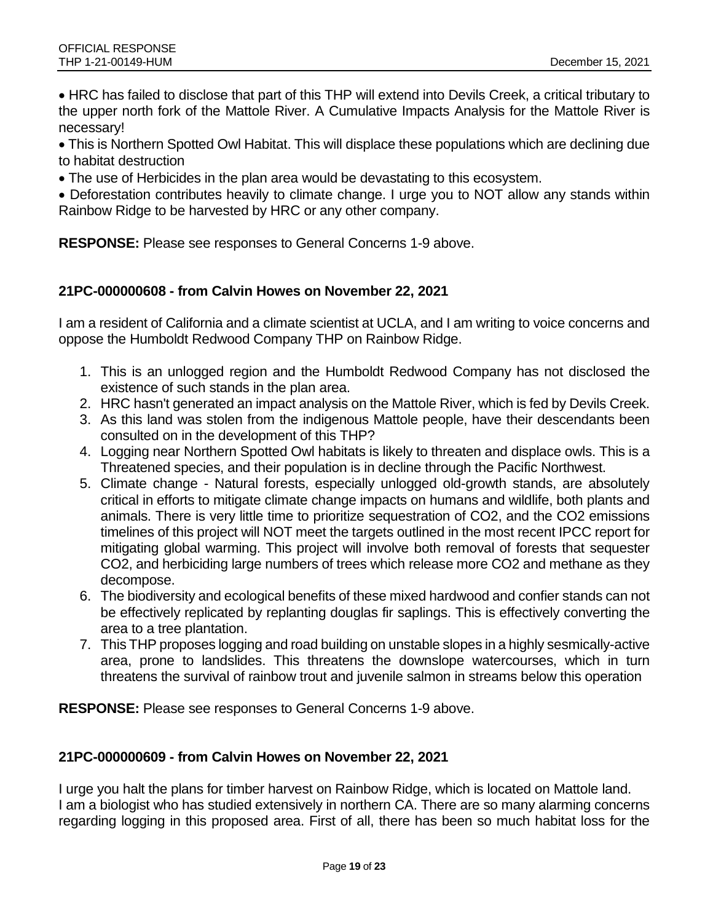- HRC has failed to disclose that part of this THP will extend into Devils Creek, a critical tributary to the upper north fork of the Mattole River. A Cumulative Impacts Analysis for the Mattole River is necessary!
- This is Northern Spotted Owl Habitat. This will displace these populations which are declining due to habitat destruction
- The use of Herbicides in the plan area would be devastating to this ecosystem.
- Deforestation contributes heavily to climate change. I urge you to NOT allow any stands within Rainbow Ridge to be harvested by HRC or any other company.

**RESPONSE:** Please see responses to General Concerns 1-9 above.

**21PC-000000608 - from Calvin Howes on November 22, 2021**

I am a resident of California and a climate scientist at UCLA, and I am writing to voice concerns and oppose the Humboldt Redwood Company THP on Rainbow Ridge.

1. This is an unlogged region and the Humboldt Redwood Company has not disclosed the existence of such stands in the plan area.
2. HRC hasn't generated an impact analysis on the Mattole River, which is fed by Devils Creek.
3. As this land was stolen from the indigenous Mattole people, have their descendants been consulted on in the development of this THP?
4. Logging near Northern Spotted Owl habitats is likely to threaten and displace owls. This is a Threatened species, and their population is in decline through the Pacific Northwest.
5. Climate change - Natural forests, especially unlogged old-growth stands, are absolutely critical in efforts to mitigate climate change impacts on humans and wildlife, both plants and animals. There is very little time to prioritize sequestration of CO2, and the CO2 emissions timelines of this project will NOT meet the targets outlined in the most recent IPCC report for mitigating global warming. This project will involve both removal of forests that sequester CO2, and herbiciding large numbers of trees which release more CO2 and methane as they decompose.
6. The biodiversity and ecological benefits of these mixed hardwood and confier stands can not be effectively replicated by replanting douglas fir saplings. This is effectively converting the area to a tree plantation.
7. This THP proposes logging and road building on unstable slopes in a highly sesmically-active area, prone to landslides. This threatens the downslope watercourses, which in turn threatens the survival of rainbow trout and juvenile salmon in streams below this operation

**RESPONSE:** Please see responses to General Concerns 1-9 above.

**21PC-000000609 - from Calvin Howes on November 22, 2021**

I urge you halt the plans for timber harvest on Rainbow Ridge, which is located on Mattole land. I am a biologist who has studied extensively in northern CA. There are so many alarming concerns regarding logging in this proposed area. First of all, there has been so much habitat loss for the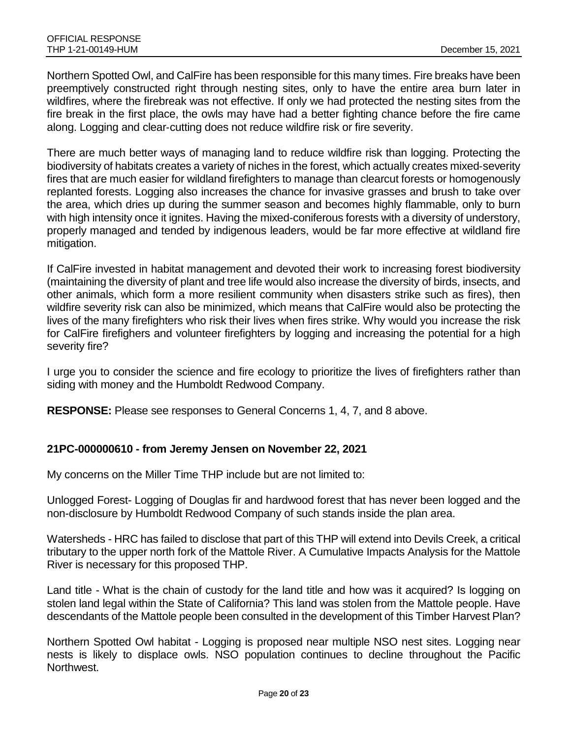Northern Spotted Owl, and CalFire has been responsible for this many times. Fire breaks have been preemptively constructed right through nesting sites, only to have the entire area burn later in wildfires, where the firebreak was not effective. If only we had protected the nesting sites from the fire break in the first place, the owls may have had a better fighting chance before the fire came along. Logging and clear-cutting does not reduce wildfire risk or fire severity.

There are much better ways of managing land to reduce wildfire risk than logging. Protecting the biodiversity of habitats creates a variety of niches in the forest, which actually creates mixed-severity fires that are much easier for wildland firefighters to manage than clearcut forests or homogenously replanted forests. Logging also increases the chance for invasive grasses and brush to take over the area, which dries up during the summer season and becomes highly flammable, only to burn with high intensity once it ignites. Having the mixed-coniferous forests with a diversity of understory, properly managed and tended by indigenous leaders, would be far more effective at wildland fire mitigation.

If CalFire invested in habitat management and devoted their work to increasing forest biodiversity (maintaining the diversity of plant and tree life would also increase the diversity of birds, insects, and other animals, which form a more resilient community when disasters strike such as fires), then wildfire severity risk can also be minimized, which means that CalFire would also be protecting the lives of the many firefighters who risk their lives when fires strike. Why would you increase the risk for CalFire firefighers and volunteer firefighters by logging and increasing the potential for a high severity fire?

I urge you to consider the science and fire ecology to prioritize the lives of firefighters rather than siding with money and the Humboldt Redwood Company.

**RESPONSE:** Please see responses to General Concerns 1, 4, 7, and 8 above.

### 21PC-000000610 - from Jeremy Jensen on November 22, 2021

My concerns on the Miller Time THP include but are not limited to:

Unlogged Forest- Logging of Douglas fir and hardwood forest that has never been logged and the non-disclosure by Humboldt Redwood Company of such stands inside the plan area.

Watersheds - HRC has failed to disclose that part of this THP will extend into Devils Creek, a critical tributary to the upper north fork of the Mattole River. A Cumulative Impacts Analysis for the Mattole River is necessary for this proposed THP.

Land title - What is the chain of custody for the land title and how was it acquired? Is logging on stolen land legal within the State of California? This land was stolen from the Mattole people. Have descendants of the Mattole people been consulted in the development of this Timber Harvest Plan?

Northern Spotted Owl habitat - Logging is proposed near multiple NSO nest sites. Logging near nests is likely to displace owls. NSO population continues to decline throughout the Pacific Northwest.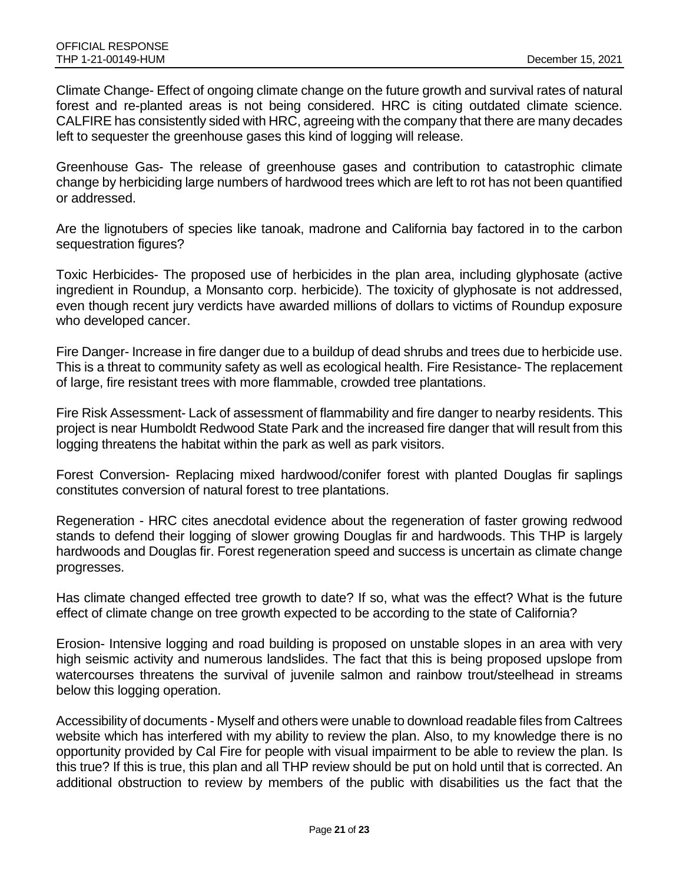Climate Change- Effect of ongoing climate change on the future growth and survival rates of natural forest and re-planted areas is not being considered. HRC is citing outdated climate science. CALFIRE has consistently sided with HRC, agreeing with the company that there are many decades left to sequester the greenhouse gases this kind of logging will release.

Greenhouse Gas- The release of greenhouse gases and contribution to catastrophic climate change by herbiciding large numbers of hardwood trees which are left to rot has not been quantified or addressed.

Are the lignotubers of species like tanoak, madrone and California bay factored in to the carbon sequestration figures?

Toxic Herbicides- The proposed use of herbicides in the plan area, including glyphosate (active ingredient in Roundup, a Monsanto corp. herbicide). The toxicity of glyphosate is not addressed, even though recent jury verdicts have awarded millions of dollars to victims of Roundup exposure who developed cancer.

Fire Danger- Increase in fire danger due to a buildup of dead shrubs and trees due to herbicide use. This is a threat to community safety as well as ecological health. Fire Resistance- The replacement of large, fire resistant trees with more flammable, crowded tree plantations.

Fire Risk Assessment- Lack of assessment of flammability and fire danger to nearby residents. This project is near Humboldt Redwood State Park and the increased fire danger that will result from this logging threatens the habitat within the park as well as park visitors.

Forest Conversion- Replacing mixed hardwood/conifer forest with planted Douglas fir saplings constitutes conversion of natural forest to tree plantations.

Regeneration - HRC cites anecdotal evidence about the regeneration of faster growing redwood stands to defend their logging of slower growing Douglas fir and hardwoods. This THP is largely hardwoods and Douglas fir. Forest regeneration speed and success is uncertain as climate change progresses.

Has climate changed effected tree growth to date? If so, what was the effect? What is the future effect of climate change on tree growth expected to be according to the state of California?

Erosion- Intensive logging and road building is proposed on unstable slopes in an area with very high seismic activity and numerous landslides. The fact that this is being proposed upslope from watercourses threatens the survival of juvenile salmon and rainbow trout/steelhead in streams below this logging operation.

Accessibility of documents - Myself and others were unable to download readable files from Caltrees website which has interfered with my ability to review the plan. Also, to my knowledge there is no opportunity provided by Cal Fire for people with visual impairment to be able to review the plan. Is this true? If this is true, this plan and all THP review should be put on hold until that is corrected. An additional obstruction to review by members of the public with disabilities us the fact that the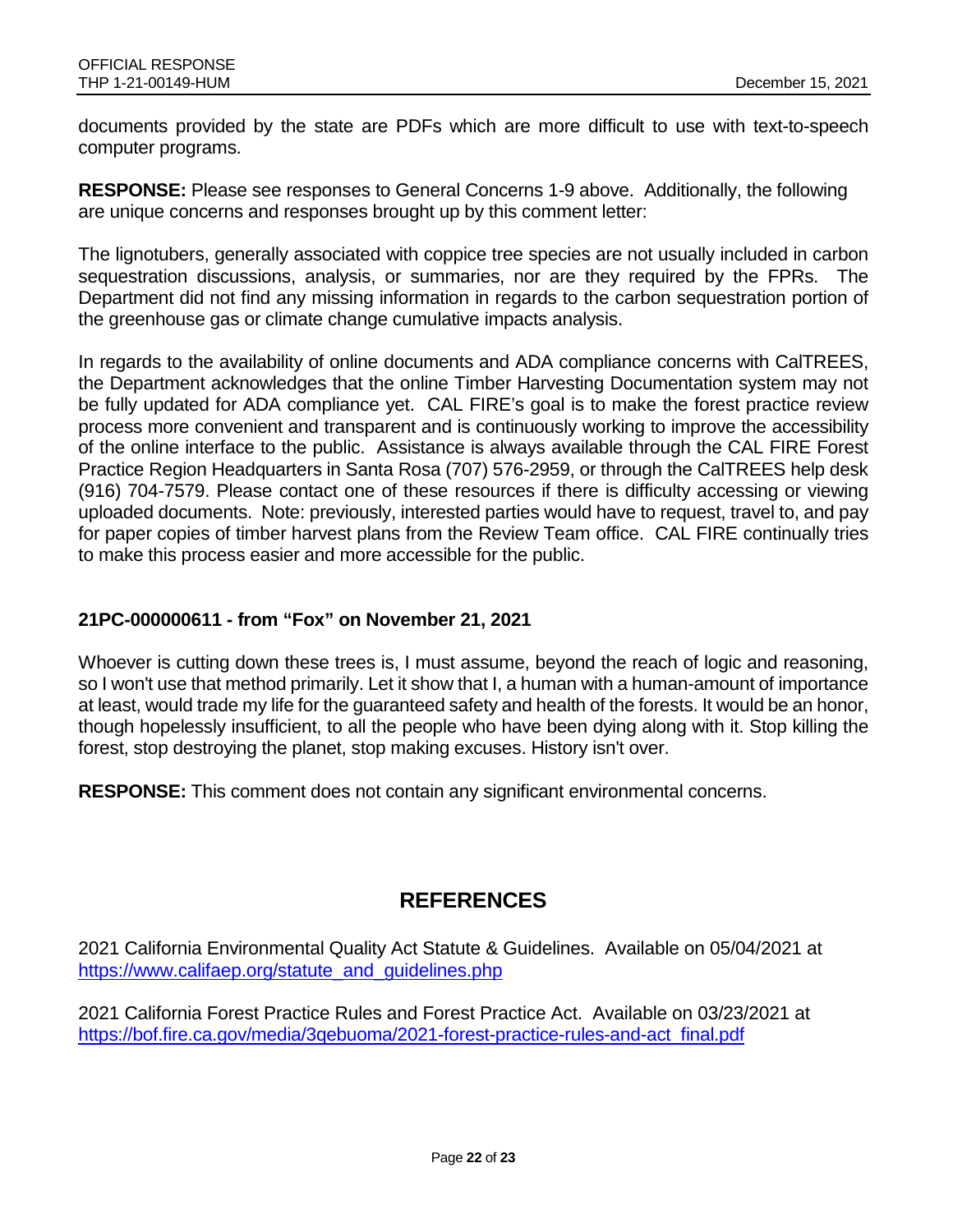documents provided by the state are PDFs which are more difficult to use with text-to-speech computer programs.

**RESPONSE:** Please see responses to General Concerns 1-9 above. Additionally, the following are unique concerns and responses brought up by this comment letter:

The lignotubers, generally associated with coppice tree species are not usually included in carbon sequestration discussions, analysis, or summaries, nor are they required by the FPRs. The Department did not find any missing information in regards to the carbon sequestration portion of the greenhouse gas or climate change cumulative impacts analysis.

In regards to the availability of online documents and ADA compliance concerns with CalTREES, the Department acknowledges that the online Timber Harvesting Documentation system may not be fully updated for ADA compliance yet. CAL FIRE's goal is to make the forest practice review process more convenient and transparent and is continuously working to improve the accessibility of the online interface to the public. Assistance is always available through the CAL FIRE Forest Practice Region Headquarters in Santa Rosa (707) 576-2959, or through the CalTREES help desk (916) 704-7579. Please contact one of these resources if there is difficulty accessing or viewing uploaded documents. Note: previously, interested parties would have to request, travel to, and pay for paper copies of timber harvest plans from the Review Team office. CAL FIRE continually tries to make this process easier and more accessible for the public.

### 21PC-000000611 - from "Fox" on November 21, 2021

Whoever is cutting down these trees is, I must assume, beyond the reach of logic and reasoning, so I won't use that method primarily. Let it show that I, a human with a human-amount of importance at least, would trade my life for the guaranteed safety and health of the forests. It would be an honor, though hopelessly insufficient, to all the people who have been dying along with it. Stop killing the forest, stop destroying the planet, stop making excuses. History isn't over.

**RESPONSE:** This comment does not contain any significant environmental concerns.

## REFERENCES

2021 California Environmental Quality Act Statute & Guidelines. Available on 05/04/2021 at https://www.califaep.org/statute_and_guidelines.php

2021 California Forest Practice Rules and Forest Practice Act. Available on 03/23/2021 at https://bof.fire.ca.gov/media/3qebuoma/2021-forest-practice-rules-and-act_final.pdf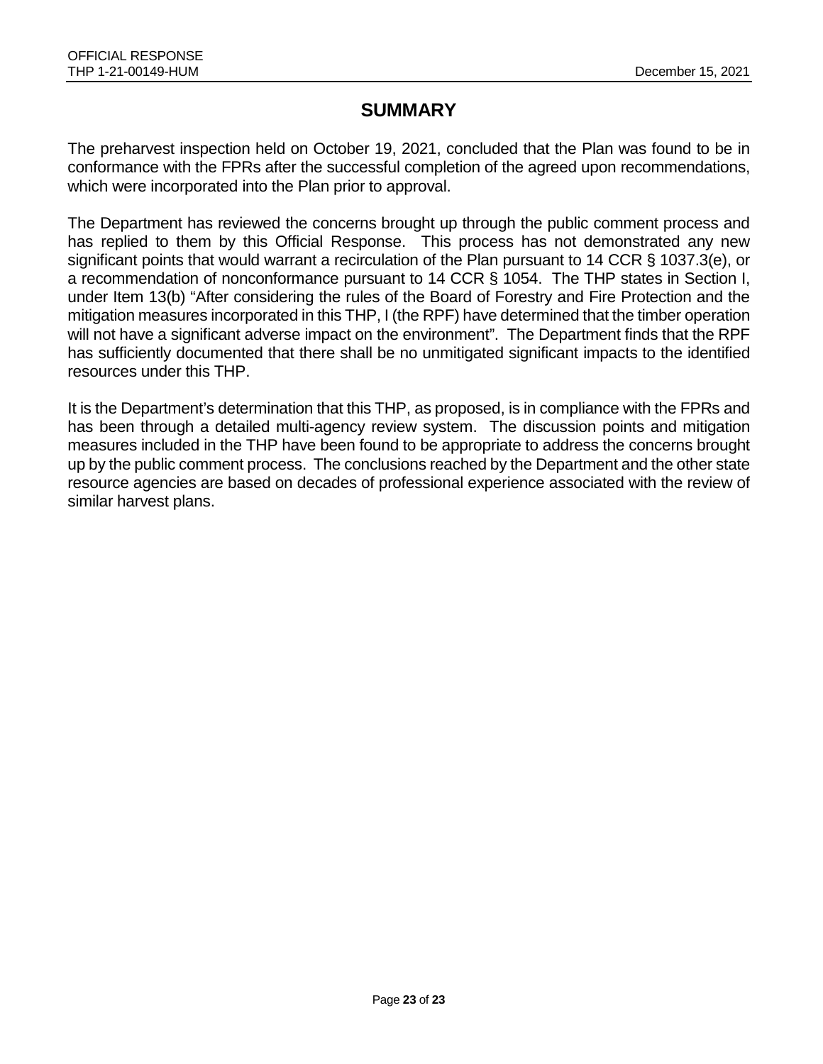# SUMMARY

The preharvest inspection held on October 19, 2021, concluded that the Plan was found to be in conformance with the FPRs after the successful completion of the agreed upon recommendations, which were incorporated into the Plan prior to approval.

The Department has reviewed the concerns brought up through the public comment process and has replied to them by this Official Response. This process has not demonstrated any new significant points that would warrant a recirculation of the Plan pursuant to 14 CCR § 1037.3(e), or a recommendation of nonconformance pursuant to 14 CCR § 1054. The THP states in Section I, under Item 13(b) "After considering the rules of the Board of Forestry and Fire Protection and the mitigation measures incorporated in this THP, I (the RPF) have determined that the timber operation will not have a significant adverse impact on the environment". The Department finds that the RPF has sufficiently documented that there shall be no unmitigated significant impacts to the identified resources under this THP.

It is the Department's determination that this THP, as proposed, is in compliance with the FPRs and has been through a detailed multi-agency review system. The discussion points and mitigation measures included in the THP have been found to be appropriate to address the concerns brought up by the public comment process. The conclusions reached by the Department and the other state resource agencies are based on decades of professional experience associated with the review of similar harvest plans.